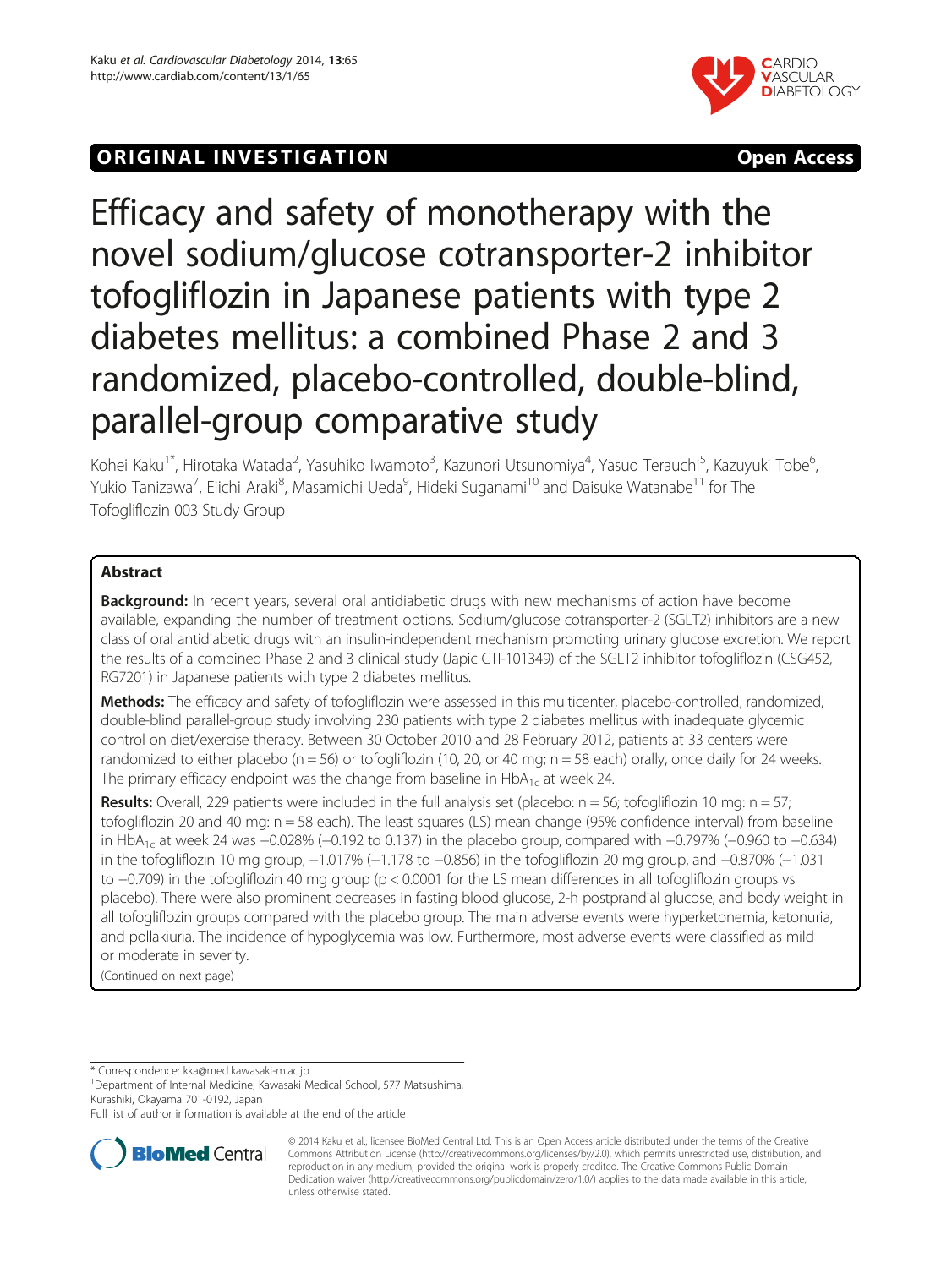ORIGINAL INVESTIGATION — Open Access

# Efficacy and safety of monotherapy with the novel sodium/glucose cotransporter-2 inhibitor tofogliflozin in Japanese patients with type 2 diabetes mellitus: a combined Phase 2 and 3 randomized, placebo-controlled, double-blind, parallel-group comparative study

Kohei Kaku[1*], Hirotaka Watada[2], Yasuhiko Iwamoto[3], Kazunori Utsunomiya[4], Yasuo Terauchi[5], Kazuyuki Tobe[6], Yukio Tanizawa[7], Eiichi Araki[8], Masamichi Ueda[9], Hideki Suganami[10] and Daisuke Watanabe[11] for The Tofogliflozin 003 Study Group

## Abstract

**Background:** In recent years, several oral antidiabetic drugs with new mechanisms of action have become available, expanding the number of treatment options. Sodium/glucose cotransporter-2 (SGLT2) inhibitors are a new class of oral antidiabetic drugs with an insulin-independent mechanism promoting urinary glucose excretion. We report the results of a combined Phase 2 and 3 clinical study (Japic CTI-101349) of the SGLT2 inhibitor tofogliflozin (CSG452, RG7201) in Japanese patients with type 2 diabetes mellitus.

**Methods:** The efficacy and safety of tofogliflozin were assessed in this multicenter, placebo-controlled, randomized, double-blind parallel-group study involving 230 patients with type 2 diabetes mellitus with inadequate glycemic control on diet/exercise therapy. Between 30 October 2010 and 28 February 2012, patients at 33 centers were randomized to either placebo (n = 56) or tofogliflozin (10, 20, or 40 mg; n = 58 each) orally, once daily for 24 weeks. The primary efficacy endpoint was the change from baseline in $HbA_{1c}$ at week 24.

**Results:** Overall, 229 patients were included in the full analysis set (placebo: n = 56; tofogliflozin 10 mg: n = 57; tofogliflozin 20 and 40 mg: n = 58 each). The least squares (LS) mean change (95% confidence interval) from baseline in $HbA_{1c}$ at week 24 was −0.028% (−0.192 to 0.137) in the placebo group, compared with −0.797% (−0.960 to −0.634) in the tofogliflozin 10 mg group, −1.017% (−1.178 to −0.856) in the tofogliflozin 20 mg group, and −0.870% (−1.031 to −0.709) in the tofogliflozin 40 mg group ($p < 0.0001$ for the LS mean differences in all tofogliflozin groups vs placebo). There were also prominent decreases in fasting blood glucose, 2-h postprandial glucose, and body weight in all tofogliflozin groups compared with the placebo group. The main adverse events were hyperketonemia, ketonuria, and pollakiuria. The incidence of hypoglycemia was low. Furthermore, most adverse events were classified as mild or moderate in severity.

(Continued on next page)

\* Correspondence: kka@med.kawasaki-m.ac.jp
[1]Department of Internal Medicine, Kawasaki Medical School, 577 Matsushima, Kurashiki, Okayama 701-0192, Japan
Full list of author information is available at the end of the article

© 2014 Kaku et al.; licensee BioMed Central Ltd. This is an Open Access article distributed under the terms of the Creative Commons Attribution License (http://creativecommons.org/licenses/by/2.0), which permits unrestricted use, distribution, and reproduction in any medium, provided the original work is properly credited. The Creative Commons Public Domain Dedication waiver (http://creativecommons.org/publicdomain/zero/1.0/) applies to the data made available in this article, unless otherwise stated.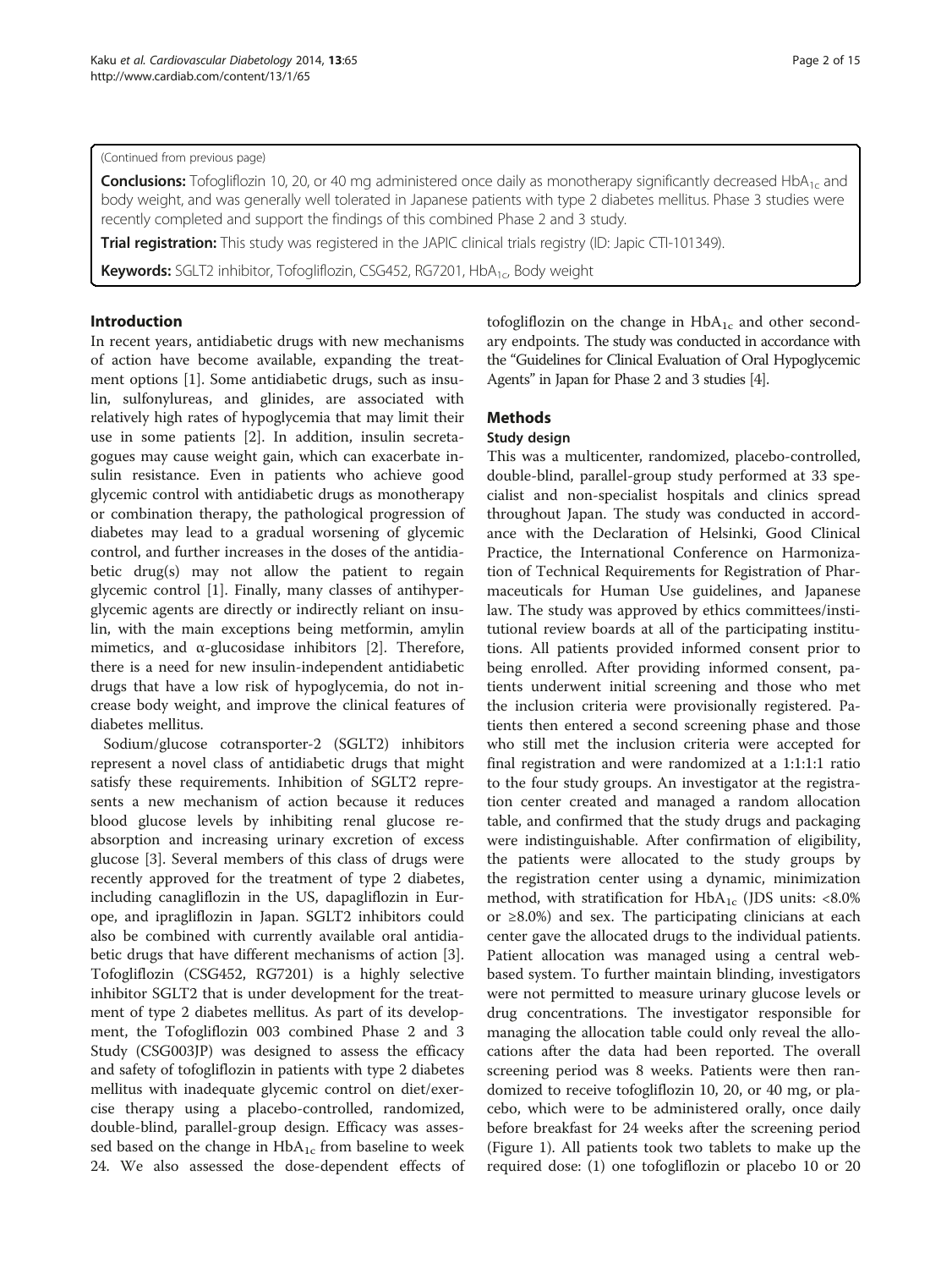(Continued from previous page)

**Conclusions:** Tofogliflozin 10, 20, or 40 mg administered once daily as monotherapy significantly decreased $HbA_{1c}$ and body weight, and was generally well tolerated in Japanese patients with type 2 diabetes mellitus. Phase 3 studies were recently completed and support the findings of this combined Phase 2 and 3 study.

**Trial registration:** This study was registered in the JAPIC clinical trials registry (ID: Japic CTI-101349).

**Keywords:** SGLT2 inhibitor, Tofogliflozin, CSG452, RG7201, $HbA_{1c}$, Body weight

## Introduction

In recent years, antidiabetic drugs with new mechanisms of action have become available, expanding the treatment options [1]. Some antidiabetic drugs, such as insulin, sulfonylureas, and glinides, are associated with relatively high rates of hypoglycemia that may limit their use in some patients [2]. In addition, insulin secretagogues may cause weight gain, which can exacerbate insulin resistance. Even in patients who achieve good glycemic control with antidiabetic drugs as monotherapy or combination therapy, the pathological progression of diabetes may lead to a gradual worsening of glycemic control, and further increases in the doses of the antidiabetic drug(s) may not allow the patient to regain glycemic control [1]. Finally, many classes of antihyperglycemic agents are directly or indirectly reliant on insulin, with the main exceptions being metformin, amylin mimetics, and α-glucosidase inhibitors [2]. Therefore, there is a need for new insulin-independent antidiabetic drugs that have a low risk of hypoglycemia, do not increase body weight, and improve the clinical features of diabetes mellitus.

Sodium/glucose cotransporter-2 (SGLT2) inhibitors represent a novel class of antidiabetic drugs that might satisfy these requirements. Inhibition of SGLT2 represents a new mechanism of action because it reduces blood glucose levels by inhibiting renal glucose reabsorption and increasing urinary excretion of excess glucose [3]. Several members of this class of drugs were recently approved for the treatment of type 2 diabetes, including canagliflozin in the US, dapagliflozin in Europe, and ipragliflozin in Japan. SGLT2 inhibitors could also be combined with currently available oral antidiabetic drugs that have different mechanisms of action [3]. Tofogliflozin (CSG452, RG7201) is a highly selective inhibitor SGLT2 that is under development for the treatment of type 2 diabetes mellitus. As part of its development, the Tofogliflozin 003 combined Phase 2 and 3 Study (CSG003JP) was designed to assess the efficacy and safety of tofogliflozin in patients with type 2 diabetes mellitus with inadequate glycemic control on diet/exercise therapy using a placebo-controlled, randomized, double-blind, parallel-group design. Efficacy was assessed based on the change in $HbA_{1c}$ from baseline to week 24. We also assessed the dose-dependent effects of tofogliflozin on the change in $HbA_{1c}$ and other secondary endpoints. The study was conducted in accordance with the "Guidelines for Clinical Evaluation of Oral Hypoglycemic Agents" in Japan for Phase 2 and 3 studies [4].

## Methods

### Study design

This was a multicenter, randomized, placebo-controlled, double-blind, parallel-group study performed at 33 specialist and non-specialist hospitals and clinics spread throughout Japan. The study was conducted in accordance with the Declaration of Helsinki, Good Clinical Practice, the International Conference on Harmonization of Technical Requirements for Registration of Pharmaceuticals for Human Use guidelines, and Japanese law. The study was approved by ethics committees/institutional review boards at all of the participating institutions. All patients provided informed consent prior to being enrolled. After providing informed consent, patients underwent initial screening and those who met the inclusion criteria were provisionally registered. Patients then entered a second screening phase and those who still met the inclusion criteria were accepted for final registration and were randomized at a 1:1:1:1 ratio to the four study groups. An investigator at the registration center created and managed a random allocation table, and confirmed that the study drugs and packaging were indistinguishable. After confirmation of eligibility, the patients were allocated to the study groups by the registration center using a dynamic, minimization method, with stratification for $HbA_{1c}$ (JDS units: <8.0% or ≥8.0%) and sex. The participating clinicians at each center gave the allocated drugs to the individual patients. Patient allocation was managed using a central web-based system. To further maintain blinding, investigators were not permitted to measure urinary glucose levels or drug concentrations. The investigator responsible for managing the allocation table could only reveal the allocations after the data had been reported. The overall screening period was 8 weeks. Patients were then randomized to receive tofogliflozin 10, 20, or 40 mg, or placebo, which were to be administered orally, once daily before breakfast for 24 weeks after the screening period (Figure 1). All patients took two tablets to make up the required dose: (1) one tofogliflozin or placebo 10 or 20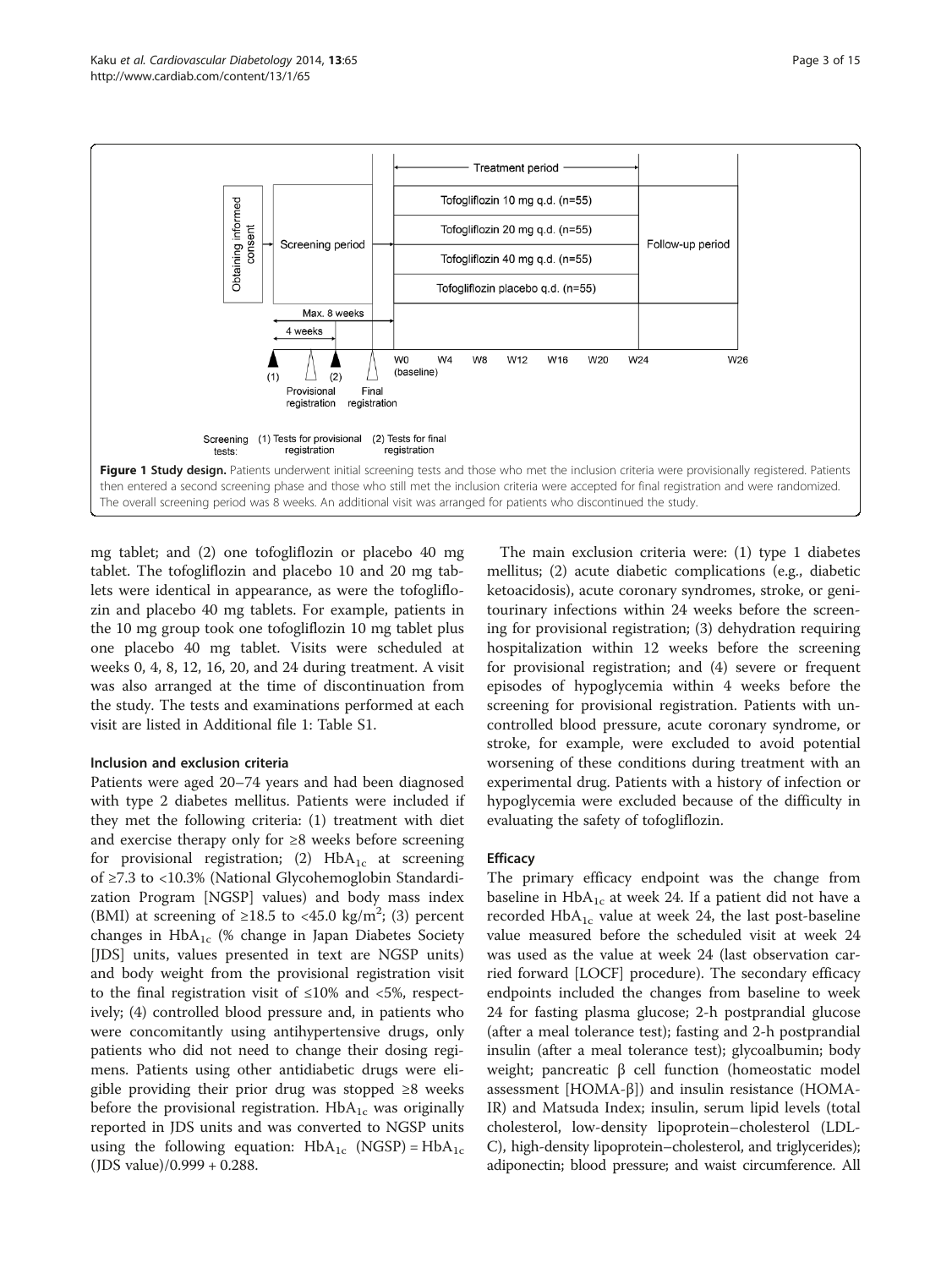**Figure 1 Study design.** Patients underwent initial screening tests and those who met the inclusion criteria were provisionally registered. Patients then entered a second screening phase and those who still met the inclusion criteria were accepted for final registration and were randomized. The overall screening period was 8 weeks. An additional visit was arranged for patients who discontinued the study.

mg tablet; and (2) one tofogliflozin or placebo 40 mg tablet. The tofogliflozin and placebo 10 and 20 mg tablets were identical in appearance, as were the tofogliflozin and placebo 40 mg tablets. For example, patients in the 10 mg group took one tofogliflozin 10 mg tablet plus one placebo 40 mg tablet. Visits were scheduled at weeks 0, 4, 8, 12, 16, 20, and 24 during treatment. A visit was also arranged at the time of discontinuation from the study. The tests and examinations performed at each visit are listed in Additional file 1: Table S1.

### Inclusion and exclusion criteria

Patients were aged 20–74 years and had been diagnosed with type 2 diabetes mellitus. Patients were included if they met the following criteria: (1) treatment with diet and exercise therapy only for ≥8 weeks before screening for provisional registration; (2) $HbA_{1c}$ at screening of ≥7.3 to <10.3% (National Glycohemoglobin Standardization Program [NGSP] values) and body mass index (BMI) at screening of ≥18.5 to <45.0 kg/m$^2$; (3) percent changes in $HbA_{1c}$ (% change in Japan Diabetes Society [JDS] units, values presented in text are NGSP units) and body weight from the provisional registration visit to the final registration visit of ≤10% and <5%, respectively; (4) controlled blood pressure and, in patients who were concomitantly using antihypertensive drugs, only patients who did not need to change their dosing regimens. Patients using other antidiabetic drugs were eligible providing their prior drug was stopped ≥8 weeks before the provisional registration. $HbA_{1c}$ was originally reported in JDS units and was converted to NGSP units using the following equation: $HbA_{1c}$ (NGSP) = $HbA_{1c}$ (JDS value)/0.999 + 0.288.

The main exclusion criteria were: (1) type 1 diabetes mellitus; (2) acute diabetic complications (e.g., diabetic ketoacidosis), acute coronary syndromes, stroke, or genitourinary infections within 24 weeks before the screening for provisional registration; (3) dehydration requiring hospitalization within 12 weeks before the screening for provisional registration; and (4) severe or frequent episodes of hypoglycemia within 4 weeks before the screening for provisional registration. Patients with uncontrolled blood pressure, acute coronary syndrome, or stroke, for example, were excluded to avoid potential worsening of these conditions during treatment with an experimental drug. Patients with a history of infection or hypoglycemia were excluded because of the difficulty in evaluating the safety of tofogliflozin.

### Efficacy

The primary efficacy endpoint was the change from baseline in $HbA_{1c}$ at week 24. If a patient did not have a recorded $HbA_{1c}$ value at week 24, the last post-baseline value measured before the scheduled visit at week 24 was used as the value at week 24 (last observation carried forward [LOCF] procedure). The secondary efficacy endpoints included the changes from baseline to week 24 for fasting plasma glucose; 2-h postprandial glucose (after a meal tolerance test); fasting and 2-h postprandial insulin (after a meal tolerance test); glycoalbumin; body weight; pancreatic β cell function (homeostatic model assessment [HOMA-β]) and insulin resistance (HOMA-IR) and Matsuda Index; insulin, serum lipid levels (total cholesterol, low-density lipoprotein–cholesterol (LDL-C), high-density lipoprotein–cholesterol, and triglycerides); adiponectin; blood pressure; and waist circumference. All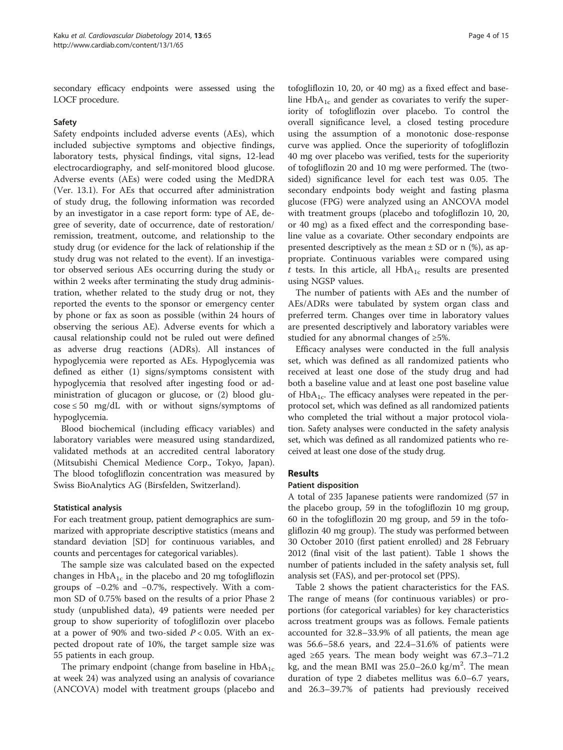secondary efficacy endpoints were assessed using the LOCF procedure.

### Safety

Safety endpoints included adverse events (AEs), which included subjective symptoms and objective findings, laboratory tests, physical findings, vital signs, 12-lead electrocardiography, and self-monitored blood glucose. Adverse events (AEs) were coded using the MedDRA (Ver. 13.1). For AEs that occurred after administration of study drug, the following information was recorded by an investigator in a case report form: type of AE, degree of severity, date of occurrence, date of restoration/remission, treatment, outcome, and relationship to the study drug (or evidence for the lack of relationship if the study drug was not related to the event). If an investigator observed serious AEs occurring during the study or within 2 weeks after terminating the study drug administration, whether related to the study drug or not, they reported the events to the sponsor or emergency center by phone or fax as soon as possible (within 24 hours of observing the serious AE). Adverse events for which a causal relationship could not be ruled out were defined as adverse drug reactions (ADRs). All instances of hypoglycemia were reported as AEs. Hypoglycemia was defined as either (1) signs/symptoms consistent with hypoglycemia that resolved after ingesting food or administration of glucagon or glucose, or (2) blood glucose ≤ 50 mg/dL with or without signs/symptoms of hypoglycemia.

Blood biochemical (including efficacy variables) and laboratory variables were measured using standardized, validated methods at an accredited central laboratory (Mitsubishi Chemical Medience Corp., Tokyo, Japan). The blood tofogliflozin concentration was measured by Swiss BioAnalytics AG (Birsfelden, Switzerland).

### Statistical analysis

For each treatment group, patient demographics are summarized with appropriate descriptive statistics (means and standard deviation [SD] for continuous variables, and counts and percentages for categorical variables).

The sample size was calculated based on the expected changes in $HbA_{1c}$ in the placebo and 20 mg tofogliflozin groups of −0.2% and −0.7%, respectively. With a common SD of 0.75% based on the results of a prior Phase 2 study (unpublished data), 49 patients were needed per group to show superiority of tofogliflozin over placebo at a power of 90% and two-sided $P < 0.05$. With an expected dropout rate of 10%, the target sample size was 55 patients in each group.

The primary endpoint (change from baseline in $HbA_{1c}$ at week 24) was analyzed using an analysis of covariance (ANCOVA) model with treatment groups (placebo and tofogliflozin 10, 20, or 40 mg) as a fixed effect and baseline $HbA_{1c}$ and gender as covariates to verify the superiority of tofogliflozin over placebo. To control the overall significance level, a closed testing procedure using the assumption of a monotonic dose-response curve was applied. Once the superiority of tofogliflozin 40 mg over placebo was verified, tests for the superiority of tofogliflozin 20 and 10 mg were performed. The (two-sided) significance level for each test was 0.05. The secondary endpoints body weight and fasting plasma glucose (FPG) were analyzed using an ANCOVA model with treatment groups (placebo and tofogliflozin 10, 20, or 40 mg) as a fixed effect and the corresponding baseline value as a covariate. Other secondary endpoints are presented descriptively as the mean ± SD or n (%), as appropriate. Continuous variables were compared using $t$ tests. In this article, all $HbA_{1c}$ results are presented using NGSP values.

The number of patients with AEs and the number of AEs/ADRs were tabulated by system organ class and preferred term. Changes over time in laboratory values are presented descriptively and laboratory variables were studied for any abnormal changes of ≥5%.

Efficacy analyses were conducted in the full analysis set, which was defined as all randomized patients who received at least one dose of the study drug and had both a baseline value and at least one post baseline value of $HbA_{1c}$. The efficacy analyses were repeated in the per-protocol set, which was defined as all randomized patients who completed the trial without a major protocol violation. Safety analyses were conducted in the safety analysis set, which was defined as all randomized patients who received at least one dose of the study drug.

## Results

### Patient disposition

A total of 235 Japanese patients were randomized (57 in the placebo group, 59 in the tofogliflozin 10 mg group, 60 in the tofogliflozin 20 mg group, and 59 in the tofogliflozin 40 mg group). The study was performed between 30 October 2010 (first patient enrolled) and 28 February 2012 (final visit of the last patient). Table 1 shows the number of patients included in the safety analysis set, full analysis set (FAS), and per-protocol set (PPS).

Table 2 shows the patient characteristics for the FAS. The range of means (for continuous variables) or proportions (for categorical variables) for key characteristics across treatment groups was as follows. Female patients accounted for 32.8–33.9% of all patients, the mean age was 56.6–58.6 years, and 22.4–31.6% of patients were aged ≥65 years. The mean body weight was 67.3–71.2 kg, and the mean BMI was 25.0–26.0 kg/m$^2$. The mean duration of type 2 diabetes mellitus was 6.0–6.7 years, and 26.3–39.7% of patients had previously received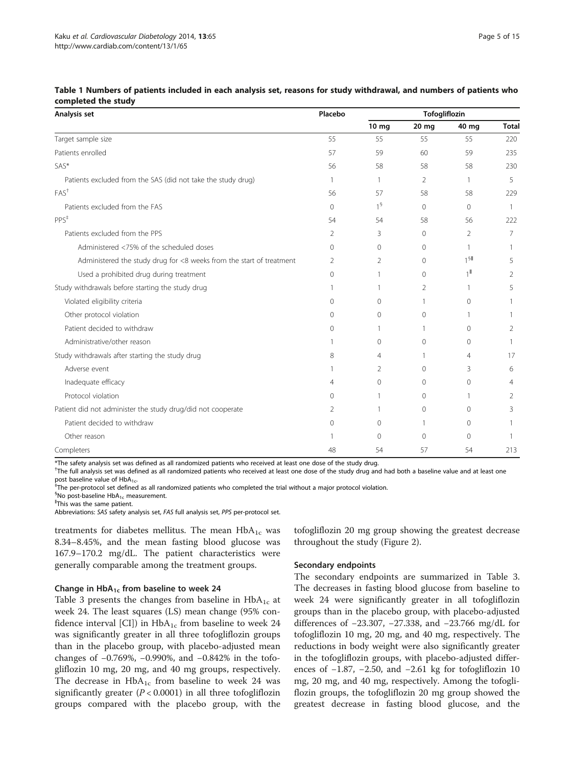**Table 1 Numbers of patients included in each analysis set, reasons for study withdrawal, and numbers of patients who completed the study**

| Analysis set | Placebo | Tofogliflozin | | | |
|---|---|---|---|---|---|
| | | 10 mg | 20 mg | 40 mg | Total |
| Target sample size | 55 | 55 | 55 | 55 | 220 |
| Patients enrolled | 57 | 59 | 60 | 59 | 235 |
| SAS* | 56 | 58 | 58 | 58 | 230 |
| Patients excluded from the SAS (did not take the study drug) | 1 | 1 | 2 | 1 | 5 |
| FAS† | 56 | 57 | 58 | 58 | 229 |
| Patients excluded from the FAS | 0 | 1§ | 0 | 0 | 1 |
| PPS‡ | 54 | 54 | 58 | 56 | 222 |
| Patients excluded from the PPS | 2 | 3 | 0 | 2 | 7 |
| Administered <75% of the scheduled doses | 0 | 0 | 0 | 1 | 1 |
| Administered the study drug for <8 weeks from the start of treatment | 2 | 2 | 0 | 1§‖ | 5 |
| Used a prohibited drug during treatment | 0 | 1 | 0 | 1‖ | 2 |
| Study withdrawals before starting the study drug | 1 | 1 | 2 | 1 | 5 |
| Violated eligibility criteria | 0 | 0 | 1 | 0 | 1 |
| Other protocol violation | 0 | 0 | 0 | 1 | 1 |
| Patient decided to withdraw | 0 | 1 | 1 | 0 | 2 |
| Administrative/other reason | 1 | 0 | 0 | 0 | 1 |
| Study withdrawals after starting the study drug | 8 | 4 | 1 | 4 | 17 |
| Adverse event | 1 | 2 | 0 | 3 | 6 |
| Inadequate efficacy | 4 | 0 | 0 | 0 | 4 |
| Protocol violation | 0 | 1 | 0 | 1 | 2 |
| Patient did not administer the study drug/did not cooperate | 2 | 1 | 0 | 0 | 3 |
| Patient decided to withdraw | 0 | 0 | 1 | 0 | 1 |
| Other reason | 1 | 0 | 0 | 0 | 1 |
| Completers | 48 | 54 | 57 | 54 | 213 |

*The safety analysis set was defined as all randomized patients who received at least one dose of the study drug.
†The full analysis set was defined as all randomized patients who received at least one dose of the study drug and had both a baseline value and at least one post baseline value of $HbA_{1c}$.
‡The per-protocol set defined as all randomized patients who completed the trial without a major protocol violation.
§No post-baseline $HbA_{1c}$ measurement.
‖This was the same patient.
Abbreviations: *SAS* safety analysis set, *FAS* full analysis set, *PPS* per-protocol set.

treatments for diabetes mellitus. The mean $HbA_{1c}$ was 8.34–8.45%, and the mean fasting blood glucose was 167.9–170.2 mg/dL. The patient characteristics were generally comparable among the treatment groups.

### Change in $HbA_{1c}$ from baseline to week 24

Table 3 presents the changes from baseline in $HbA_{1c}$ at week 24. The least squares (LS) mean change (95% confidence interval [CI]) in $HbA_{1c}$ from baseline to week 24 was significantly greater in all three tofogliflozin groups than in the placebo group, with placebo-adjusted mean changes of −0.769%, −0.990%, and −0.842% in the tofogliflozin 10 mg, 20 mg, and 40 mg groups, respectively. The decrease in $HbA_{1c}$ from baseline to week 24 was significantly greater ($P < 0.0001$) in all three tofogliflozin groups compared with the placebo group, with the tofogliflozin 20 mg group showing the greatest decrease throughout the study (Figure 2).

### Secondary endpoints

The secondary endpoints are summarized in Table 3. The decreases in fasting blood glucose from baseline to week 24 were significantly greater in all tofogliflozin groups than in the placebo group, with placebo-adjusted differences of −23.307, −27.338, and −23.766 mg/dL for tofogliflozin 10 mg, 20 mg, and 40 mg, respectively. The reductions in body weight were also significantly greater in the tofogliflozin groups, with placebo-adjusted differences of −1.87, −2.50, and −2.61 kg for tofogliflozin 10 mg, 20 mg, and 40 mg, respectively. Among the tofogliflozin groups, the tofogliflozin 20 mg group showed the greatest decrease in fasting blood glucose, and the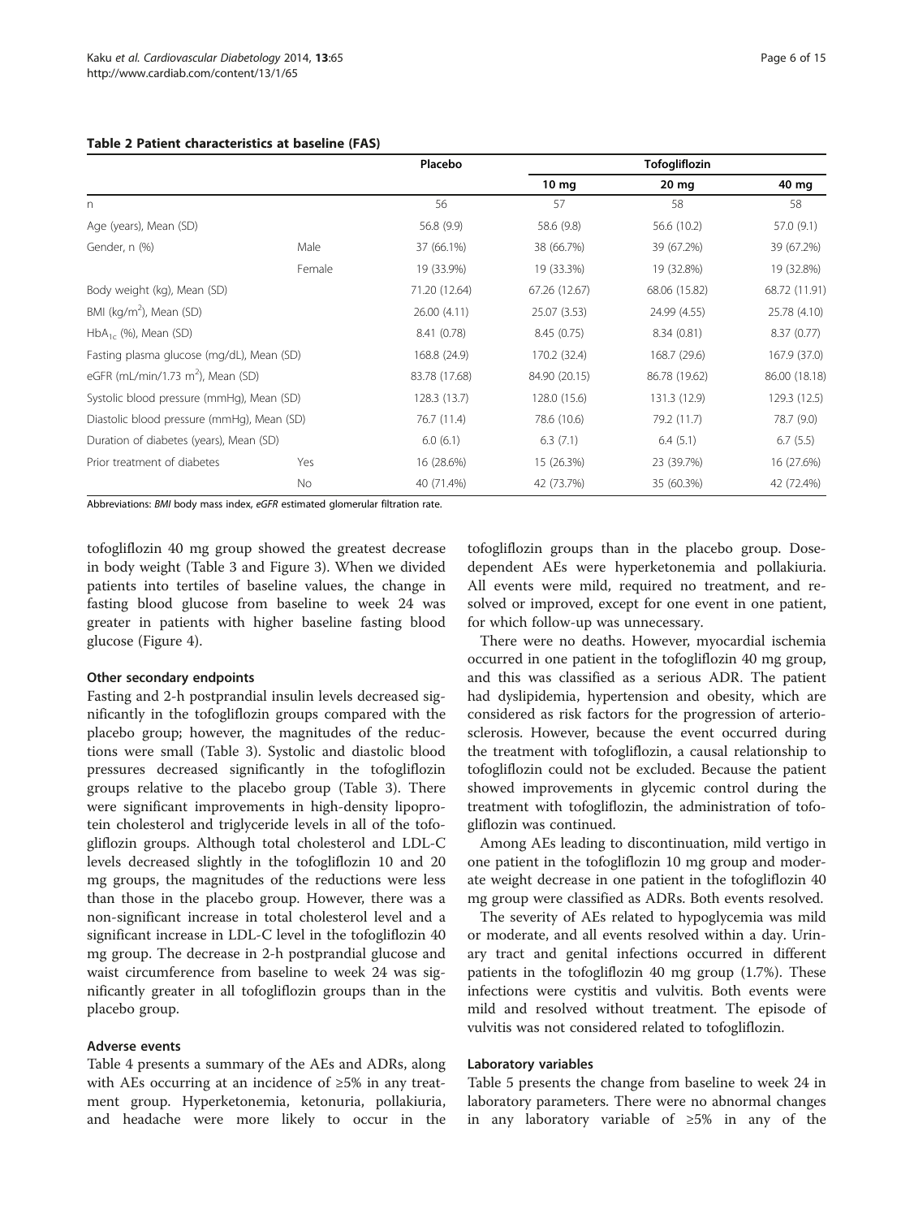**Table 2 Patient characteristics at baseline (FAS)**

| | | Placebo | Tofogliflozin | | |
|---|---|---|---|---|---|
| | | | 10 mg | 20 mg | 40 mg |
| n | | 56 | 57 | 58 | 58 |
| Age (years), Mean (SD) | | 56.8 (9.9) | 58.6 (9.8) | 56.6 (10.2) | 57.0 (9.1) |
| Gender, n (%) | Male | 37 (66.1%) | 38 (66.7%) | 39 (67.2%) | 39 (67.2%) |
| | Female | 19 (33.9%) | 19 (33.3%) | 19 (32.8%) | 19 (32.8%) |
| Body weight (kg), Mean (SD) | | 71.20 (12.64) | 67.26 (12.67) | 68.06 (15.82) | 68.72 (11.91) |
| BMI (kg/m$^2$), Mean (SD) | | 26.00 (4.11) | 25.07 (3.53) | 24.99 (4.55) | 25.78 (4.10) |
| $HbA_{1c}$ (%), Mean (SD) | | 8.41 (0.78) | 8.45 (0.75) | 8.34 (0.81) | 8.37 (0.77) |
| Fasting plasma glucose (mg/dL), Mean (SD) | | 168.8 (24.9) | 170.2 (32.4) | 168.7 (29.6) | 167.9 (37.0) |
| eGFR (mL/min/1.73 m$^2$), Mean (SD) | | 83.78 (17.68) | 84.90 (20.15) | 86.78 (19.62) | 86.00 (18.18) |
| Systolic blood pressure (mmHg), Mean (SD) | | 128.3 (13.7) | 128.0 (15.6) | 131.3 (12.9) | 129.3 (12.5) |
| Diastolic blood pressure (mmHg), Mean (SD) | | 76.7 (11.4) | 78.6 (10.6) | 79.2 (11.7) | 78.7 (9.0) |
| Duration of diabetes (years), Mean (SD) | | 6.0 (6.1) | 6.3 (7.1) | 6.4 (5.1) | 6.7 (5.5) |
| Prior treatment of diabetes | Yes | 16 (28.6%) | 15 (26.3%) | 23 (39.7%) | 16 (27.6%) |
| | No | 40 (71.4%) | 42 (73.7%) | 35 (60.3%) | 42 (72.4%) |

Abbreviations: *BMI* body mass index, *eGFR* estimated glomerular filtration rate.

tofogliflozin 40 mg group showed the greatest decrease in body weight (Table 3 and Figure 3). When we divided patients into tertiles of baseline values, the change in fasting blood glucose from baseline to week 24 was greater in patients with higher baseline fasting blood glucose (Figure 4).

#### Other secondary endpoints

Fasting and 2-h postprandial insulin levels decreased significantly in the tofogliflozin groups compared with the placebo group; however, the magnitudes of the reductions were small (Table 3). Systolic and diastolic blood pressures decreased significantly in the tofogliflozin groups relative to the placebo group (Table 3). There were significant improvements in high-density lipoprotein cholesterol and triglyceride levels in all of the tofogliflozin groups. Although total cholesterol and LDL-C levels decreased slightly in the tofogliflozin 10 and 20 mg groups, the magnitudes of the reductions were less than those in the placebo group. However, there was a non-significant increase in total cholesterol level and a significant increase in LDL-C level in the tofogliflozin 40 mg group. The decrease in 2-h postprandial glucose and waist circumference from baseline to week 24 was significantly greater in all tofogliflozin groups than in the placebo group.

#### Adverse events

Table 4 presents a summary of the AEs and ADRs, along with AEs occurring at an incidence of ≥5% in any treatment group. Hyperketonemia, ketonuria, pollakiuria, and headache were more likely to occur in the tofogliflozin groups than in the placebo group. Dose-dependent AEs were hyperketonemia and pollakiuria. All events were mild, required no treatment, and resolved or improved, except for one event in one patient, for which follow-up was unnecessary.

There were no deaths. However, myocardial ischemia occurred in one patient in the tofogliflozin 40 mg group, and this was classified as a serious ADR. The patient had dyslipidemia, hypertension and obesity, which are considered as risk factors for the progression of arteriosclerosis. However, because the event occurred during the treatment with tofogliflozin, a causal relationship to tofogliflozin could not be excluded. Because the patient showed improvements in glycemic control during the treatment with tofogliflozin, the administration of tofogliflozin was continued.

Among AEs leading to discontinuation, mild vertigo in one patient in the tofogliflozin 10 mg group and moderate weight decrease in one patient in the tofogliflozin 40 mg group were classified as ADRs. Both events resolved.

The severity of AEs related to hypoglycemia was mild or moderate, and all events resolved within a day. Urinary tract and genital infections occurred in different patients in the tofogliflozin 40 mg group (1.7%). These infections were cystitis and vulvitis. Both events were mild and resolved without treatment. The episode of vulvitis was not considered related to tofogliflozin.

#### Laboratory variables

Table 5 presents the change from baseline to week 24 in laboratory parameters. There were no abnormal changes in any laboratory variable of ≥5% in any of the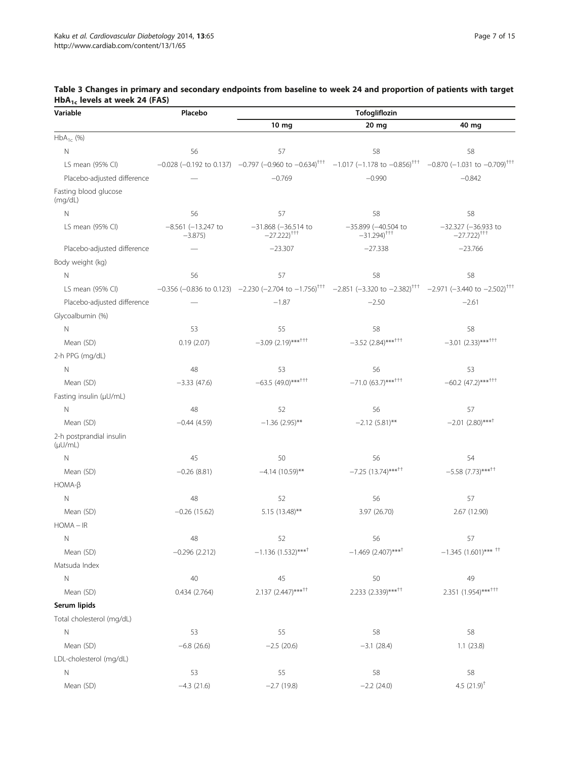**Table 3 Changes in primary and secondary endpoints from baseline to week 24 and proportion of patients with target $HbA_{1c}$ levels at week 24 (FAS)**

| Variable | Placebo | Tofogliflozin | | |
|---|---|---|---|---|
| | | 10 mg | 20 mg | 40 mg |
| $HbA_{1c}$ (%) | | | | |
| N | 56 | 57 | 58 | 58 |
| LS mean (95% CI) | −0.028 (−0.192 to 0.137) | −0.797 (−0.960 to −0.634)††† | −1.017 (−1.178 to −0.856)††† | −0.870 (−1.031 to −0.709)††† |
| Placebo-adjusted difference | — | −0.769 | −0.990 | −0.842 |
| Fasting blood glucose (mg/dL) | | | | |
| N | 56 | 57 | 58 | 58 |
| LS mean (95% CI) | −8.561 (−13.247 to −3.875) | −31.868 (−36.514 to −27.222)††† | −35.899 (−40.504 to −31.294)††† | −32.327 (−36.933 to −27.722)††† |
| Placebo-adjusted difference | — | −23.307 | −27.338 | −23.766 |
| Body weight (kg) | | | | |
| N | 56 | 57 | 58 | 58 |
| LS mean (95% CI) | −0.356 (−0.836 to 0.123) | −2.230 (−2.704 to −1.756)††† | −2.851 (−3.320 to −2.382)††† | −2.971 (−3.440 to −2.502)††† |
| Placebo-adjusted difference | — | −1.87 | −2.50 | −2.61 |
| Glycoalbumin (%) | | | | |
| N | 53 | 55 | 58 | 58 |
| Mean (SD) | 0.19 (2.07) | −3.09 (2.19)***††† | −3.52 (2.84)***††† | −3.01 (2.33)***††† |
| 2-h PPG (mg/dL) | | | | |
| N | 48 | 53 | 56 | 53 |
| Mean (SD) | −3.33 (47.6) | −63.5 (49.0)***††† | −71.0 (63.7)***††† | −60.2 (47.2)***††† |
| Fasting insulin (μU/mL) | | | | |
| N | 48 | 52 | 56 | 57 |
| Mean (SD) | −0.44 (4.59) | −1.36 (2.95)** | −2.12 (5.81)** | −2.01 (2.80)***† |
| 2-h postprandial insulin (μU/mL) | | | | |
| N | 45 | 50 | 56 | 54 |
| Mean (SD) | −0.26 (8.81) | −4.14 (10.59)** | −7.25 (13.74)***†† | −5.58 (7.73)***†† |
| HOMA-β | | | | |
| N | 48 | 52 | 56 | 57 |
| Mean (SD) | −0.26 (15.62) | 5.15 (13.48)** | 3.97 (26.70) | 2.67 (12.90) |
| HOMA – IR | | | | |
| N | 48 | 52 | 56 | 57 |
| Mean (SD) | −0.296 (2.212) | −1.136 (1.532)***† | −1.469 (2.407)***† | −1.345 (1.601)*** †† |
| Matsuda Index | | | | |
| N | 40 | 45 | 50 | 49 |
| Mean (SD) | 0.434 (2.764) | 2.137 (2.447)***†† | 2.233 (2.339)***†† | 2.351 (1.954)***††† |
| **Serum lipids** | | | | |
| Total cholesterol (mg/dL) | | | | |
| N | 53 | 55 | 58 | 58 |
| Mean (SD) | −6.8 (26.6) | −2.5 (20.6) | −3.1 (28.4) | 1.1 (23.8) |
| LDL-cholesterol (mg/dL) | | | | |
| N | 53 | 55 | 58 | 58 |
| Mean (SD) | −4.3 (21.6) | −2.7 (19.8) | −2.2 (24.0) | 4.5 (21.9)† |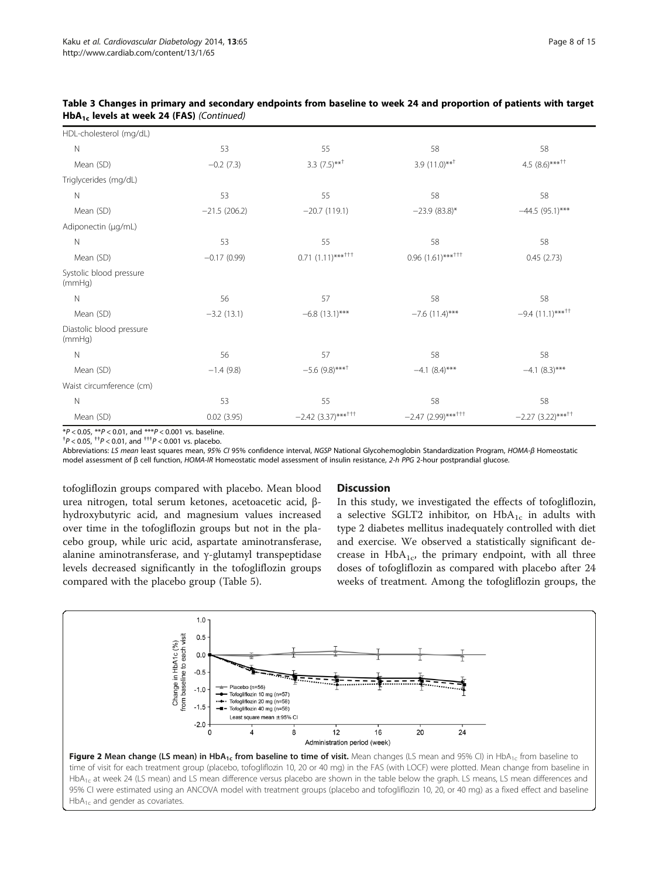**Table 3 Changes in primary and secondary endpoints from baseline to week 24 and proportion of patients with target $HbA_{1c}$ levels at week 24 (FAS)** *(Continued)*

| | | | | |
|---|---|---|---|---|
| HDL-cholesterol (mg/dL) | | | | |
| N | 53 | 55 | 58 | 58 |
| Mean (SD) | −0.2 (7.3) | 3.3 (7.5)**† | 3.9 (11.0)**† | 4.5 (8.6)***†† |
| Triglycerides (mg/dL) | | | | |
| N | 53 | 55 | 58 | 58 |
| Mean (SD) | −21.5 (206.2) | −20.7 (119.1) | −23.9 (83.8)* | −44.5 (95.1)*** |
| Adiponectin (μg/mL) | | | | |
| N | 53 | 55 | 58 | 58 |
| Mean (SD) | −0.17 (0.99) | 0.71 (1.11)***††† | 0.96 (1.61)***††† | 0.45 (2.73) |
| Systolic blood pressure (mmHg) | | | | |
| N | 56 | 57 | 58 | 58 |
| Mean (SD) | −3.2 (13.1) | −6.8 (13.1)*** | −7.6 (11.4)*** | −9.4 (11.1)***†† |
| Diastolic blood pressure (mmHg) | | | | |
| N | 56 | 57 | 58 | 58 |
| Mean (SD) | −1.4 (9.8) | −5.6 (9.8)***† | −4.1 (8.4)*** | −4.1 (8.3)*** |
| Waist circumference (cm) | | | | |
| N | 53 | 55 | 58 | 58 |
| Mean (SD) | 0.02 (3.95) | −2.42 (3.37)***††† | −2.47 (2.99)***††† | −2.27 (3.22)***†† |

*$P < 0.05$, **$P < 0.01$, and ***$P < 0.001$ vs. baseline.
†$P < 0.05$, ††$P < 0.01$, and †††$P < 0.001$ vs. placebo.
Abbreviations: *LS mean* least squares mean, *95% CI* 95% confidence interval, *NGSP* National Glycohemoglobin Standardization Program, *HOMA-β* Homeostatic model assessment of β cell function, *HOMA-IR* Homeostatic model assessment of insulin resistance, *2-h PPG* 2-hour postprandial glucose.

tofogliflozin groups compared with placebo. Mean blood urea nitrogen, total serum ketones, acetoacetic acid, β-hydroxybutyric acid, and magnesium values increased over time in the tofogliflozin groups but not in the placebo group, while uric acid, aspartate aminotransferase, alanine aminotransferase, and γ-glutamyl transpeptidase levels decreased significantly in the tofogliflozin groups compared with the placebo group (Table 5).

## Discussion

In this study, we investigated the effects of tofogliflozin, a selective SGLT2 inhibitor, on $HbA_{1c}$ in adults with type 2 diabetes mellitus inadequately controlled with diet and exercise. We observed a statistically significant decrease in $HbA_{1c}$, the primary endpoint, with all three doses of tofogliflozin as compared with placebo after 24 weeks of treatment. Among the tofogliflozin groups, the

**Figure 2 Mean change (LS mean) in $HbA_{1c}$ from baseline to time of visit.** Mean changes (LS mean and 95% CI) in $HbA_{1c}$ from baseline to time of visit for each treatment group (placebo, tofogliflozin 10, 20 or 40 mg) in the FAS (with LOCF) were plotted. Mean change from baseline in $HbA_{1c}$ at week 24 (LS mean) and LS mean difference versus placebo are shown in the table below the graph. LS means, LS mean differences and 95% CI were estimated using an ANCOVA model with treatment groups (placebo and tofogliflozin 10, 20, or 40 mg) as a fixed effect and baseline $HbA_{1c}$ and gender as covariates.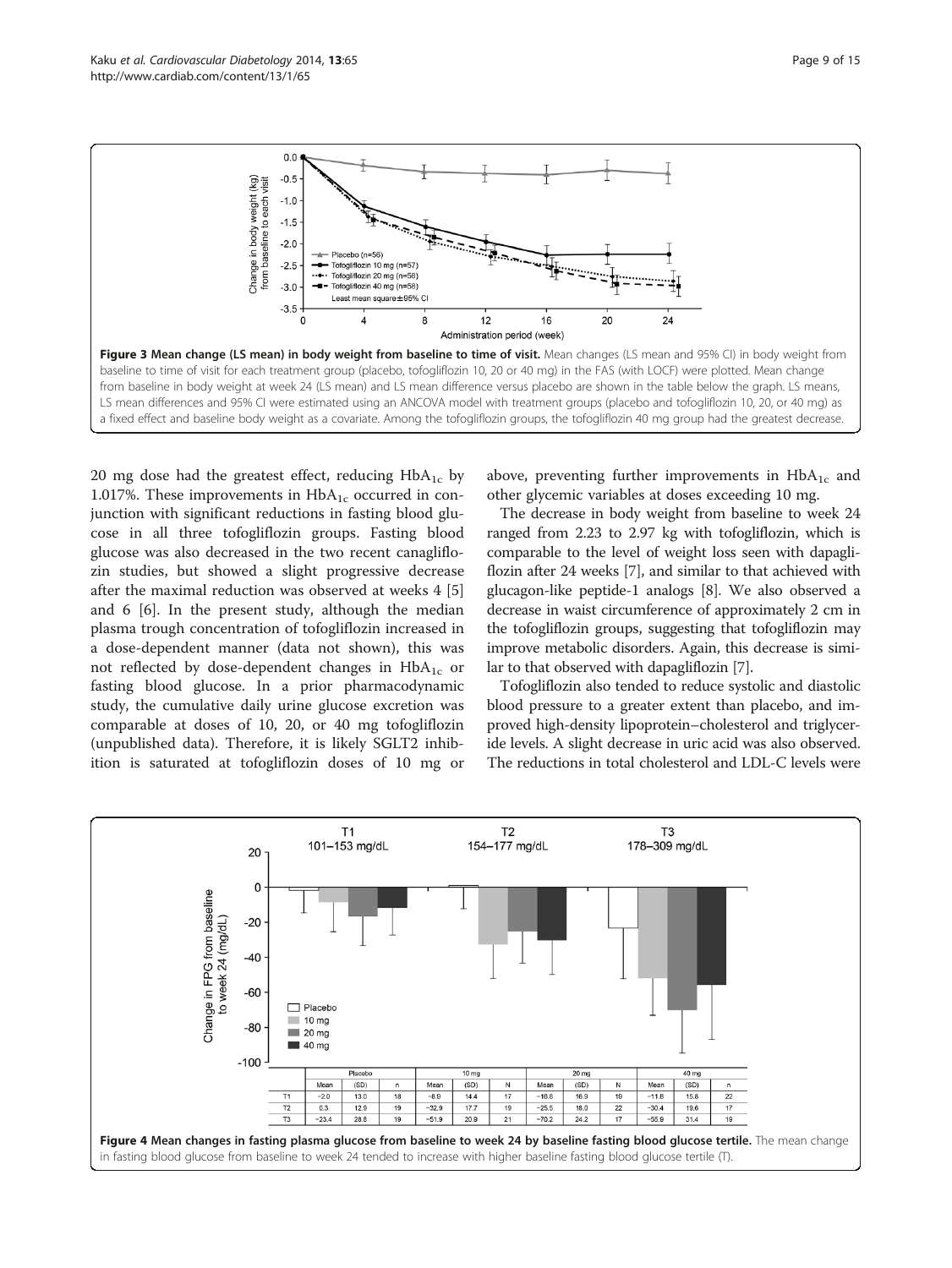**Figure 3 Mean change (LS mean) in body weight from baseline to time of visit.** Mean changes (LS mean and 95% CI) in body weight from baseline to time of visit for each treatment group (placebo, tofogliflozin 10, 20 or 40 mg) in the FAS (with LOCF) were plotted. Mean change from baseline in body weight at week 24 (LS mean) and LS mean difference versus placebo are shown in the table below the graph. LS means, LS mean differences and 95% CI were estimated using an ANCOVA model with treatment groups (placebo and tofogliflozin 10, 20, or 40 mg) as a fixed effect and baseline body weight as a covariate. Among the tofogliflozin groups, the tofogliflozin 40 mg group had the greatest decrease.

20 mg dose had the greatest effect, reducing $HbA_{1c}$ by 1.017%. These improvements in $HbA_{1c}$ occurred in conjunction with significant reductions in fasting blood glucose in all three tofogliflozin groups. Fasting blood glucose was also decreased in the two recent canagliflozin studies, but showed a slight progressive decrease after the maximal reduction was observed at weeks 4 [5] and 6 [6]. In the present study, although the median plasma trough concentration of tofogliflozin increased in a dose-dependent manner (data not shown), this was not reflected by dose-dependent changes in $HbA_{1c}$ or fasting blood glucose. In a prior pharmacodynamic study, the cumulative daily urine glucose excretion was comparable at doses of 10, 20, or 40 mg tofogliflozin (unpublished data). Therefore, it is likely SGLT2 inhibition is saturated at tofogliflozin doses of 10 mg or above, preventing further improvements in $HbA_{1c}$ and other glycemic variables at doses exceeding 10 mg.

The decrease in body weight from baseline to week 24 ranged from 2.23 to 2.97 kg with tofogliflozin, which is comparable to the level of weight loss seen with dapagliflozin after 24 weeks [7], and similar to that achieved with glucagon-like peptide-1 analogs [8]. We also observed a decrease in waist circumference of approximately 2 cm in the tofogliflozin groups, suggesting that tofogliflozin may improve metabolic disorders. Again, this decrease is similar to that observed with dapagliflozin [7].

Tofogliflozin also tended to reduce systolic and diastolic blood pressure to a greater extent than placebo, and improved high-density lipoprotein–cholesterol and triglyceride levels. A slight decrease in uric acid was also observed. The reductions in total cholesterol and LDL-C levels were

| | Placebo | | | 10 mg | | | 20 mg | | | 40 mg | | |
|---|---|---|---|---|---|---|---|---|---|---|---|---|
| | Mean | (SD) | n | Mean | (SD) | N | Mean | (SD) | N | Mean | (SD) | n |
| T1 | −2.0 | 13.0 | 18 | −8.9 | 14.4 | 17 | −16.6 | 16.9 | 19 | −11.6 | 15.8 | 22 |
| T2 | 0.3 | 12.9 | 19 | −32.9 | 17.7 | 19 | −25.5 | 18.0 | 22 | −30.4 | 19.6 | 17 |
| T3 | −23.4 | 28.6 | 19 | −51.9 | 20.9 | 21 | −70.2 | 24.2 | 17 | −55.9 | 31.4 | 19 |

**Figure 4 Mean changes in fasting plasma glucose from baseline to week 24 by baseline fasting blood glucose tertile.** The mean change in fasting blood glucose from baseline to week 24 tended to increase with higher baseline fasting blood glucose tertile (T).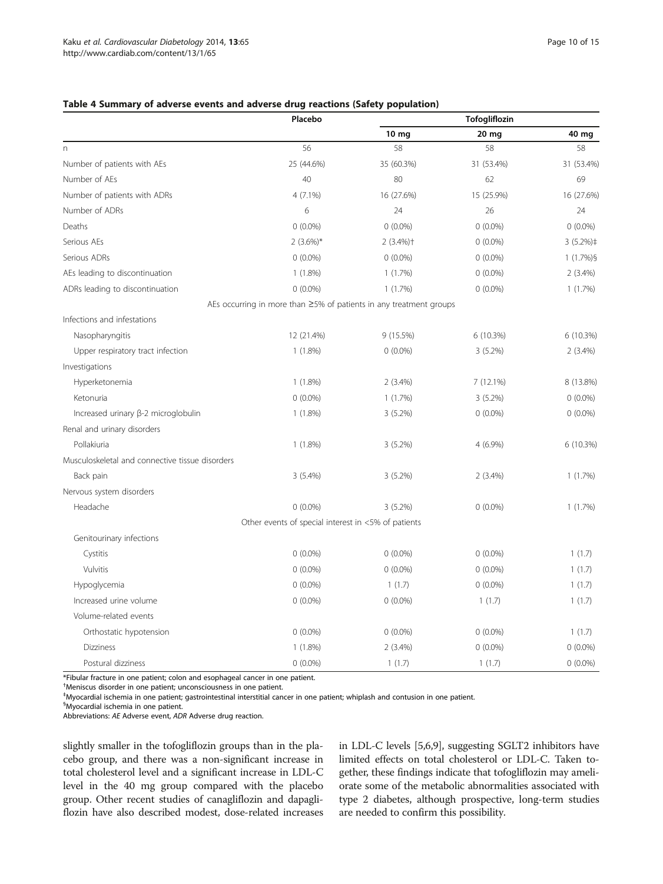**Table 4 Summary of adverse events and adverse drug reactions (Safety population)**

| | Placebo | Tofogliflozin | | |
|---|---|---|---|---|
| | | 10 mg | 20 mg | 40 mg |
| n | 56 | 58 | 58 | 58 |
| Number of patients with AEs | 25 (44.6%) | 35 (60.3%) | 31 (53.4%) | 31 (53.4%) |
| Number of AEs | 40 | 80 | 62 | 69 |
| Number of patients with ADRs | 4 (7.1%) | 16 (27.6%) | 15 (25.9%) | 16 (27.6%) |
| Number of ADRs | 6 | 24 | 26 | 24 |
| Deaths | 0 (0.0%) | 0 (0.0%) | 0 (0.0%) | 0 (0.0%) |
| Serious AEs | 2 (3.6%)* | 2 (3.4%)† | 0 (0.0%) | 3 (5.2%)‡ |
| Serious ADRs | 0 (0.0%) | 0 (0.0%) | 0 (0.0%) | 1 (1.7%)§ |
| AEs leading to discontinuation | 1 (1.8%) | 1 (1.7%) | 0 (0.0%) | 2 (3.4%) |
| ADRs leading to discontinuation | 0 (0.0%) | 1 (1.7%) | 0 (0.0%) | 1 (1.7%) |
| AEs occurring in more than ≥5% of patients in any treatment groups | | | | |
| Infections and infestations | | | | |
| Nasopharyngitis | 12 (21.4%) | 9 (15.5%) | 6 (10.3%) | 6 (10.3%) |
| Upper respiratory tract infection | 1 (1.8%) | 0 (0.0%) | 3 (5.2%) | 2 (3.4%) |
| Investigations | | | | |
| Hyperketonemia | 1 (1.8%) | 2 (3.4%) | 7 (12.1%) | 8 (13.8%) |
| Ketonuria | 0 (0.0%) | 1 (1.7%) | 3 (5.2%) | 0 (0.0%) |
| Increased urinary β-2 microglobulin | 1 (1.8%) | 3 (5.2%) | 0 (0.0%) | 0 (0.0%) |
| Renal and urinary disorders | | | | |
| Pollakiuria | 1 (1.8%) | 3 (5.2%) | 4 (6.9%) | 6 (10.3%) |
| Musculoskeletal and connective tissue disorders | | | | |
| Back pain | 3 (5.4%) | 3 (5.2%) | 2 (3.4%) | 1 (1.7%) |
| Nervous system disorders | | | | |
| Headache | 0 (0.0%) | 3 (5.2%) | 0 (0.0%) | 1 (1.7%) |
| Other events of special interest in <5% of patients | | | | |
| Genitourinary infections | | | | |
| Cystitis | 0 (0.0%) | 0 (0.0%) | 0 (0.0%) | 1 (1.7) |
| Vulvitis | 0 (0.0%) | 0 (0.0%) | 0 (0.0%) | 1 (1.7) |
| Hypoglycemia | 0 (0.0%) | 1 (1.7) | 0 (0.0%) | 1 (1.7) |
| Increased urine volume | 0 (0.0%) | 0 (0.0%) | 1 (1.7) | 1 (1.7) |
| Volume-related events | | | | |
| Orthostatic hypotension | 0 (0.0%) | 0 (0.0%) | 0 (0.0%) | 1 (1.7) |
| Dizziness | 1 (1.8%) | 2 (3.4%) | 0 (0.0%) | 0 (0.0%) |
| Postural dizziness | 0 (0.0%) | 1 (1.7) | 1 (1.7) | 0 (0.0%) |

*Fibular fracture in one patient; colon and esophageal cancer in one patient.
†Meniscus disorder in one patient; unconsciousness in one patient.
‡Myocardial ischemia in one patient; gastrointestinal interstitial cancer in one patient; whiplash and contusion in one patient.
§Myocardial ischemia in one patient.
Abbreviations: *AE* Adverse event, *ADR* Adverse drug reaction.

slightly smaller in the tofogliflozin groups than in the placebo group, and there was a non-significant increase in total cholesterol level and a significant increase in LDL-C level in the 40 mg group compared with the placebo group. Other recent studies of canagliflozin and dapagliflozin have also described modest, dose-related increases in LDL-C levels [5,6,9], suggesting SGLT2 inhibitors have limited effects on total cholesterol or LDL-C. Taken together, these findings indicate that tofogliflozin may ameliorate some of the metabolic abnormalities associated with type 2 diabetes, although prospective, long-term studies are needed to confirm this possibility.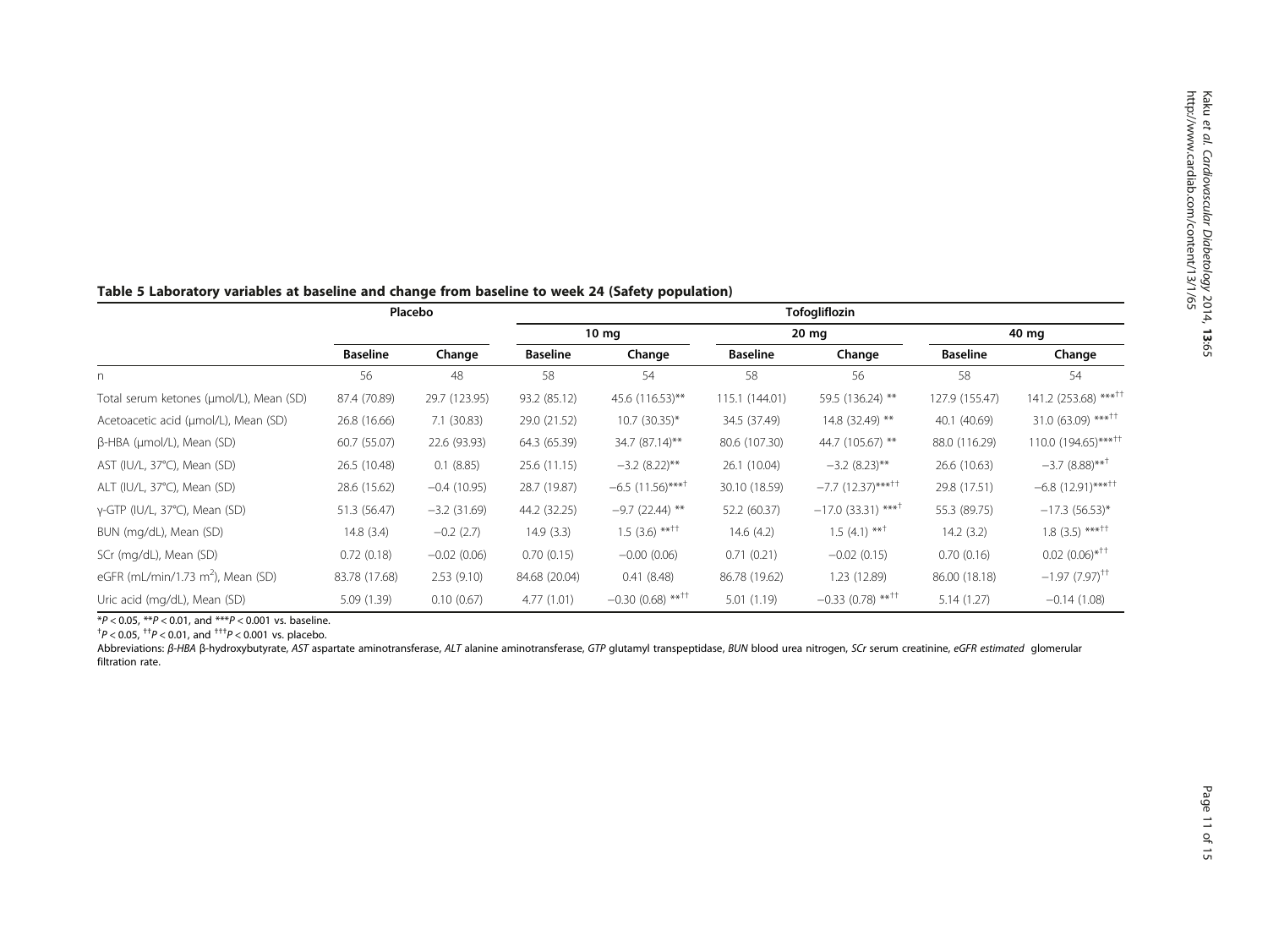**Table 5 Laboratory variables at baseline and change from baseline to week 24 (Safety population)**

| | Placebo | | Tofogliflozin | | | | | |
|---|---|---|---|---|---|---|---|---|
| | | | 10 mg | | 20 mg | | 40 mg | |
| | Baseline | Change | Baseline | Change | Baseline | Change | Baseline | Change |
| n | 56 | 48 | 58 | 54 | 58 | 56 | 58 | 54 |
| Total serum ketones (μmol/L), Mean (SD) | 87.4 (70.89) | 29.7 (123.95) | 93.2 (85.12) | 45.6 (116.53)** | 115.1 (144.01) | 59.5 (136.24) ** | 127.9 (155.47) | 141.2 (253.68) ***†† |
| Acetoacetic acid (μmol/L), Mean (SD) | 26.8 (16.66) | 7.1 (30.83) | 29.0 (21.52) | 10.7 (30.35)* | 34.5 (37.49) | 14.8 (32.49) ** | 40.1 (40.69) | 31.0 (63.09) ***†† |
| β-HBA (μmol/L), Mean (SD) | 60.7 (55.07) | 22.6 (93.93) | 64.3 (65.39) | 34.7 (87.14)** | 80.6 (107.30) | 44.7 (105.67) ** | 88.0 (116.29) | 110.0 (194.65)***†† |
| AST (IU/L, 37°C), Mean (SD) | 26.5 (10.48) | 0.1 (8.85) | 25.6 (11.15) | −3.2 (8.22)** | 26.1 (10.04) | −3.2 (8.23)** | 26.6 (10.63) | −3.7 (8.88)**† |
| ALT (IU/L, 37°C), Mean (SD) | 28.6 (15.62) | −0.4 (10.95) | 28.7 (19.87) | −6.5 (11.56)***† | 30.10 (18.59) | −7.7 (12.37)***†† | 29.8 (17.51) | −6.8 (12.91)***†† |
| γ-GTP (IU/L, 37°C), Mean (SD) | 51.3 (56.47) | −3.2 (31.69) | 44.2 (32.25) | −9.7 (22.44) ** | 52.2 (60.37) | −17.0 (33.31) ***† | 55.3 (89.75) | −17.3 (56.53)* |
| BUN (mg/dL), Mean (SD) | 14.8 (3.4) | −0.2 (2.7) | 14.9 (3.3) | 1.5 (3.6) **†† | 14.6 (4.2) | 1.5 (4.1) **† | 14.2 (3.2) | 1.8 (3.5) ***†† |
| SCr (mg/dL), Mean (SD) | 0.72 (0.18) | −0.02 (0.06) | 0.70 (0.15) | −0.00 (0.06) | 0.71 (0.21) | −0.02 (0.15) | 0.70 (0.16) | 0.02 (0.06)*†† |
| eGFR (mL/min/1.73 $m^2$), Mean (SD) | 83.78 (17.68) | 2.53 (9.10) | 84.68 (20.04) | 0.41 (8.48) | 86.78 (19.62) | 1.23 (12.89) | 86.00 (18.18) | −1.97 (7.97)†† |
| Uric acid (mg/dL), Mean (SD) | 5.09 (1.39) | 0.10 (0.67) | 4.77 (1.01) | −0.30 (0.68) **†† | 5.01 (1.19) | −0.33 (0.78) **†† | 5.14 (1.27) | −0.14 (1.08) |

*$P < 0.05$, **$P < 0.01$, and ***$P < 0.001$ vs. baseline.

†$P < 0.05$, ††$P < 0.01$, and †††$P < 0.001$ vs. placebo.

Abbreviations: *β-HBA* β-hydroxybutyrate, *AST* aspartate aminotransferase, *ALT* alanine aminotransferase, *GTP* glutamyl transpeptidase, *BUN* blood urea nitrogen, *SCr* serum creatinine, *eGFR estimated* glomerular filtration rate.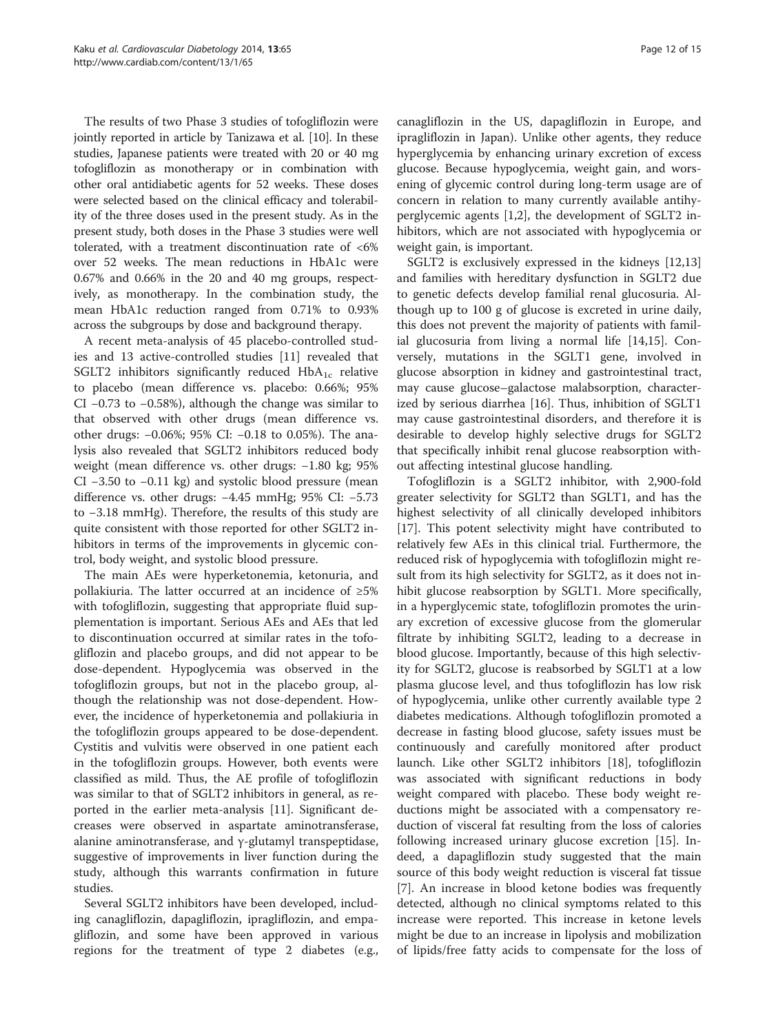The results of two Phase 3 studies of tofogliflozin were jointly reported in article by Tanizawa et al. [10]. In these studies, Japanese patients were treated with 20 or 40 mg tofogliflozin as monotherapy or in combination with other oral antidiabetic agents for 52 weeks. These doses were selected based on the clinical efficacy and tolerability of the three doses used in the present study. As in the present study, both doses in the Phase 3 studies were well tolerated, with a treatment discontinuation rate of <6% over 52 weeks. The mean reductions in HbA1c were 0.67% and 0.66% in the 20 and 40 mg groups, respectively, as monotherapy. In the combination study, the mean HbA1c reduction ranged from 0.71% to 0.93% across the subgroups by dose and background therapy.

A recent meta-analysis of 45 placebo-controlled studies and 13 active-controlled studies [11] revealed that SGLT2 inhibitors significantly reduced $HbA_{1c}$ relative to placebo (mean difference vs. placebo: 0.66%; 95% CI −0.73 to −0.58%), although the change was similar to that observed with other drugs (mean difference vs. other drugs: −0.06%; 95% CI: −0.18 to 0.05%). The analysis also revealed that SGLT2 inhibitors reduced body weight (mean difference vs. other drugs: −1.80 kg; 95% CI −3.50 to −0.11 kg) and systolic blood pressure (mean difference vs. other drugs: −4.45 mmHg; 95% CI: −5.73 to −3.18 mmHg). Therefore, the results of this study are quite consistent with those reported for other SGLT2 inhibitors in terms of the improvements in glycemic control, body weight, and systolic blood pressure.

The main AEs were hyperketonemia, ketonuria, and pollakiuria. The latter occurred at an incidence of ≥5% with tofogliflozin, suggesting that appropriate fluid supplementation is important. Serious AEs and AEs that led to discontinuation occurred at similar rates in the tofogliflozin and placebo groups, and did not appear to be dose-dependent. Hypoglycemia was observed in the tofogliflozin groups, but not in the placebo group, although the relationship was not dose-dependent. However, the incidence of hyperketonemia and pollakiuria in the tofogliflozin groups appeared to be dose-dependent. Cystitis and vulvitis were observed in one patient each in the tofogliflozin groups. However, both events were classified as mild. Thus, the AE profile of tofogliflozin was similar to that of SGLT2 inhibitors in general, as reported in the earlier meta-analysis [11]. Significant decreases were observed in aspartate aminotransferase, alanine aminotransferase, and γ-glutamyl transpeptidase, suggestive of improvements in liver function during the study, although this warrants confirmation in future studies.

Several SGLT2 inhibitors have been developed, including canagliflozin, dapagliflozin, ipragliflozin, and empagliflozin, and some have been approved in various regions for the treatment of type 2 diabetes (e.g., canagliflozin in the US, dapagliflozin in Europe, and ipragliflozin in Japan). Unlike other agents, they reduce hyperglycemia by enhancing urinary excretion of excess glucose. Because hypoglycemia, weight gain, and worsening of glycemic control during long-term usage are of concern in relation to many currently available antihyperglycemic agents [1,2], the development of SGLT2 inhibitors, which are not associated with hypoglycemia or weight gain, is important.

SGLT2 is exclusively expressed in the kidneys [12,13] and families with hereditary dysfunction in SGLT2 due to genetic defects develop familial renal glucosuria. Although up to 100 g of glucose is excreted in urine daily, this does not prevent the majority of patients with familial glucosuria from living a normal life [14,15]. Conversely, mutations in the SGLT1 gene, involved in glucose absorption in kidney and gastrointestinal tract, may cause glucose–galactose malabsorption, characterized by serious diarrhea [16]. Thus, inhibition of SGLT1 may cause gastrointestinal disorders, and therefore it is desirable to develop highly selective drugs for SGLT2 that specifically inhibit renal glucose reabsorption without affecting intestinal glucose handling.

Tofogliflozin is a SGLT2 inhibitor, with 2,900-fold greater selectivity for SGLT2 than SGLT1, and has the highest selectivity of all clinically developed inhibitors [17]. This potent selectivity might have contributed to relatively few AEs in this clinical trial. Furthermore, the reduced risk of hypoglycemia with tofogliflozin might result from its high selectivity for SGLT2, as it does not inhibit glucose reabsorption by SGLT1. More specifically, in a hyperglycemic state, tofogliflozin promotes the urinary excretion of excessive glucose from the glomerular filtrate by inhibiting SGLT2, leading to a decrease in blood glucose. Importantly, because of this high selectivity for SGLT2, glucose is reabsorbed by SGLT1 at a low plasma glucose level, and thus tofogliflozin has low risk of hypoglycemia, unlike other currently available type 2 diabetes medications. Although tofogliflozin promoted a decrease in fasting blood glucose, safety issues must be continuously and carefully monitored after product launch. Like other SGLT2 inhibitors [18], tofogliflozin was associated with significant reductions in body weight compared with placebo. These body weight reductions might be associated with a compensatory reduction of visceral fat resulting from the loss of calories following increased urinary glucose excretion [15]. Indeed, a dapagliflozin study suggested that the main source of this body weight reduction is visceral fat tissue [7]. An increase in blood ketone bodies was frequently detected, although no clinical symptoms related to this increase were reported. This increase in ketone levels might be due to an increase in lipolysis and mobilization of lipids/free fatty acids to compensate for the loss of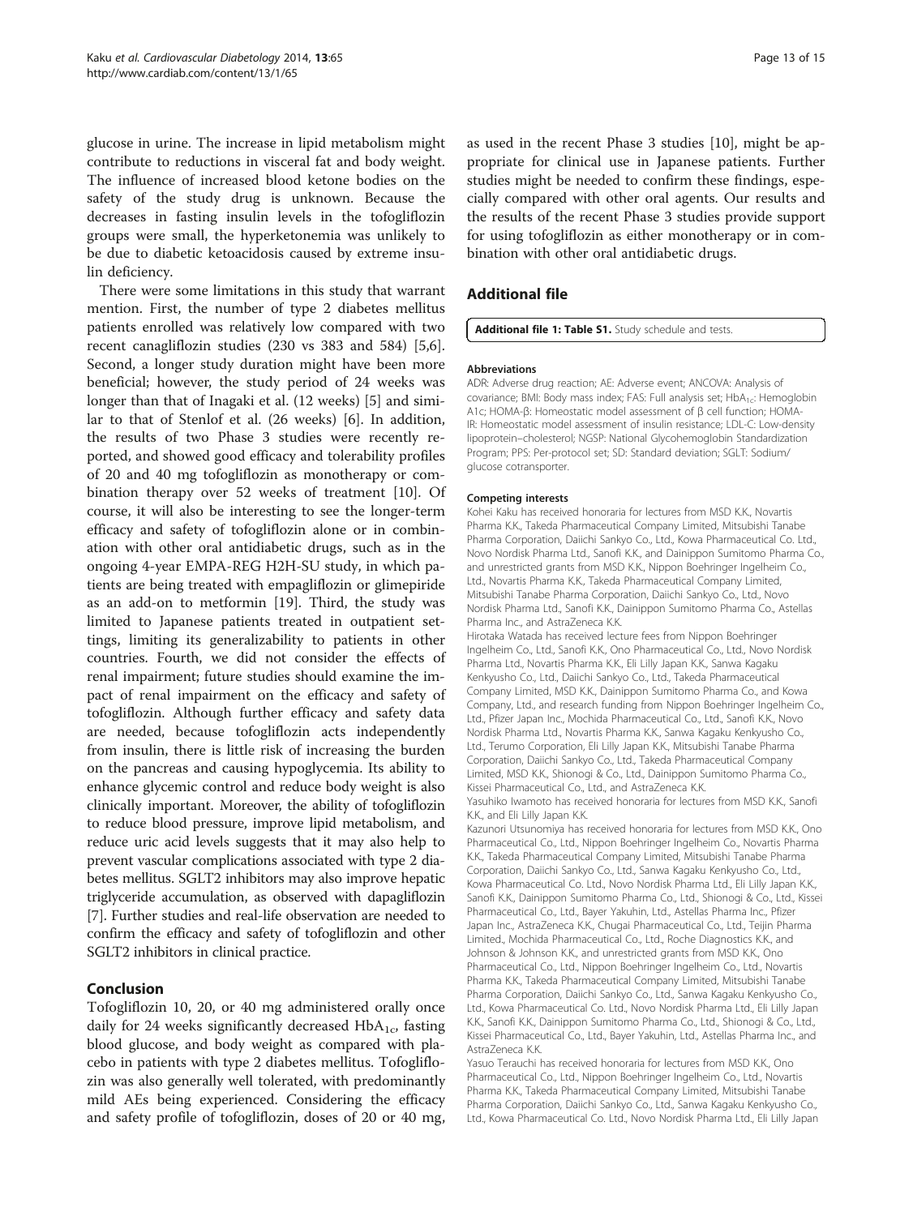glucose in urine. The increase in lipid metabolism might contribute to reductions in visceral fat and body weight. The influence of increased blood ketone bodies on the safety of the study drug is unknown. Because the decreases in fasting insulin levels in the tofogliflozin groups were small, the hyperketonemia was unlikely to be due to diabetic ketoacidosis caused by extreme insulin deficiency.

There were some limitations in this study that warrant mention. First, the number of type 2 diabetes mellitus patients enrolled was relatively low compared with two recent canagliflozin studies (230 vs 383 and 584) [5,6]. Second, a longer study duration might have been more beneficial; however, the study period of 24 weeks was longer than that of Inagaki et al. (12 weeks) [5] and similar to that of Stenlof et al. (26 weeks) [6]. In addition, the results of two Phase 3 studies were recently reported, and showed good efficacy and tolerability profiles of 20 and 40 mg tofogliflozin as monotherapy or combination therapy over 52 weeks of treatment [10]. Of course, it will also be interesting to see the longer-term efficacy and safety of tofogliflozin alone or in combination with other oral antidiabetic drugs, such as in the ongoing 4-year EMPA-REG H2H-SU study, in which patients are being treated with empagliflozin or glimepiride as an add-on to metformin [19]. Third, the study was limited to Japanese patients treated in outpatient settings, limiting its generalizability to patients in other countries. Fourth, we did not consider the effects of renal impairment; future studies should examine the impact of renal impairment on the efficacy and safety of tofogliflozin. Although further efficacy and safety data are needed, because tofogliflozin acts independently from insulin, there is little risk of increasing the burden on the pancreas and causing hypoglycemia. Its ability to enhance glycemic control and reduce body weight is also clinically important. Moreover, the ability of tofogliflozin to reduce blood pressure, improve lipid metabolism, and reduce uric acid levels suggests that it may also help to prevent vascular complications associated with type 2 diabetes mellitus. SGLT2 inhibitors may also improve hepatic triglyceride accumulation, as observed with dapagliflozin [7]. Further studies and real-life observation are needed to confirm the efficacy and safety of tofogliflozin and other SGLT2 inhibitors in clinical practice.

## Conclusion

Tofogliflozin 10, 20, or 40 mg administered orally once daily for 24 weeks significantly decreased $HbA_{1c}$, fasting blood glucose, and body weight as compared with placebo in patients with type 2 diabetes mellitus. Tofogliflozin was also generally well tolerated, with predominantly mild AEs being experienced. Considering the efficacy and safety profile of tofogliflozin, doses of 20 or 40 mg, as used in the recent Phase 3 studies [10], might be appropriate for clinical use in Japanese patients. Further studies might be needed to confirm these findings, especially compared with other oral agents. Our results and the results of the recent Phase 3 studies provide support for using tofogliflozin as either monotherapy or in combination with other oral antidiabetic drugs.

## Additional file

**Additional file 1: Table S1.** Study schedule and tests.

#### Abbreviations

ADR: Adverse drug reaction; AE: Adverse event; ANCOVA: Analysis of covariance; BMI: Body mass index; FAS: Full analysis set; $HbA_{1c}$: Hemoglobin A1c; HOMA-β: Homeostatic model assessment of β cell function; HOMA-IR: Homeostatic model assessment of insulin resistance; LDL-C: Low-density lipoprotein–cholesterol; NGSP: National Glycohemoglobin Standardization Program; PPS: Per-protocol set; SD: Standard deviation; SGLT: Sodium/glucose cotransporter.

#### Competing interests

Kohei Kaku has received honoraria for lectures from MSD K.K., Novartis Pharma K.K., Takeda Pharmaceutical Company Limited, Mitsubishi Tanabe Pharma Corporation, Daiichi Sankyo Co., Ltd., Kowa Pharmaceutical Co. Ltd., Novo Nordisk Pharma Ltd., Sanofi K.K., and Dainippon Sumitomo Pharma Co., and unrestricted grants from MSD K.K., Nippon Boehringer Ingelheim Co., Ltd., Novartis Pharma K.K., Takeda Pharmaceutical Company Limited, Mitsubishi Tanabe Pharma Corporation, Daiichi Sankyo Co., Ltd., Novo Nordisk Pharma Ltd., Sanofi K.K., Dainippon Sumitomo Pharma Co., Astellas Pharma Inc., and AstraZeneca K.K.
Hirotaka Watada has received lecture fees from Nippon Boehringer Ingelheim Co., Ltd., Sanofi K.K., Ono Pharmaceutical Co., Ltd., Novo Nordisk Pharma Ltd., Novartis Pharma K.K., Eli Lilly Japan K.K., Sanwa Kagaku Kenkyusho Co., Ltd., Daiichi Sankyo Co., Ltd., Takeda Pharmaceutical Company Limited, MSD K.K., Dainippon Sumitomo Pharma Co., and Kowa Company, Ltd., and research funding from Nippon Boehringer Ingelheim Co., Ltd., Pfizer Japan Inc., Mochida Pharmaceutical Co., Ltd., Sanofi K.K., Novo Nordisk Pharma Ltd., Novartis Pharma K.K., Sanwa Kagaku Kenkyusho Co., Ltd., Terumo Corporation, Eli Lilly Japan K.K., Mitsubishi Tanabe Pharma Corporation, Daiichi Sankyo Co., Ltd., Takeda Pharmaceutical Company Limited, MSD K.K., Shionogi & Co., Ltd., Dainippon Sumitomo Pharma Co., Kissei Pharmaceutical Co., Ltd., and AstraZeneca K.K.
Yasuhiko Iwamoto has received honoraria for lectures from MSD K.K., Sanofi K.K., and Eli Lilly Japan K.K.
Kazunori Utsunomiya has received honoraria for lectures from MSD K.K., Ono Pharmaceutical Co., Ltd., Nippon Boehringer Ingelheim Co., Novartis Pharma K.K., Takeda Pharmaceutical Company Limited, Mitsubishi Tanabe Pharma Corporation, Daiichi Sankyo Co., Ltd., Sanwa Kagaku Kenkyusho Co., Ltd., Kowa Pharmaceutical Co. Ltd., Novo Nordisk Pharma Ltd., Eli Lilly Japan K.K., Sanofi K.K., Dainippon Sumitomo Pharma Co., Ltd., Shionogi & Co., Ltd., Kissei Pharmaceutical Co., Ltd., Bayer Yakuhin, Ltd., Astellas Pharma Inc., Pfizer Japan Inc., AstraZeneca K.K., Chugai Pharmaceutical Co., Ltd., Teijin Pharma Limited., Mochida Pharmaceutical Co., Ltd., Roche Diagnostics K.K., and Johnson & Johnson K.K., and unrestricted grants from MSD K.K., Ono Pharmaceutical Co., Ltd., Nippon Boehringer Ingelheim Co., Ltd., Novartis Pharma K.K., Takeda Pharmaceutical Company Limited, Mitsubishi Tanabe Pharma Corporation, Daiichi Sankyo Co., Ltd., Sanwa Kagaku Kenkyusho Co., Ltd., Kowa Pharmaceutical Co. Ltd., Novo Nordisk Pharma Ltd., Eli Lilly Japan K.K., Sanofi K.K., Dainippon Sumitomo Pharma Co., Ltd., Shionogi & Co., Ltd., Kissei Pharmaceutical Co., Ltd., Bayer Yakuhin, Ltd., Astellas Pharma Inc., and AstraZeneca K.K.
Yasuo Terauchi has received honoraria for lectures from MSD K.K., Ono Pharmaceutical Co., Ltd., Nippon Boehringer Ingelheim Co., Ltd., Novartis Pharma K.K., Takeda Pharmaceutical Company Limited, Mitsubishi Tanabe Pharma Corporation, Daiichi Sankyo Co., Ltd., Sanwa Kagaku Kenkyusho Co., Ltd., Kowa Pharmaceutical Co. Ltd., Novo Nordisk Pharma Ltd., Eli Lilly Japan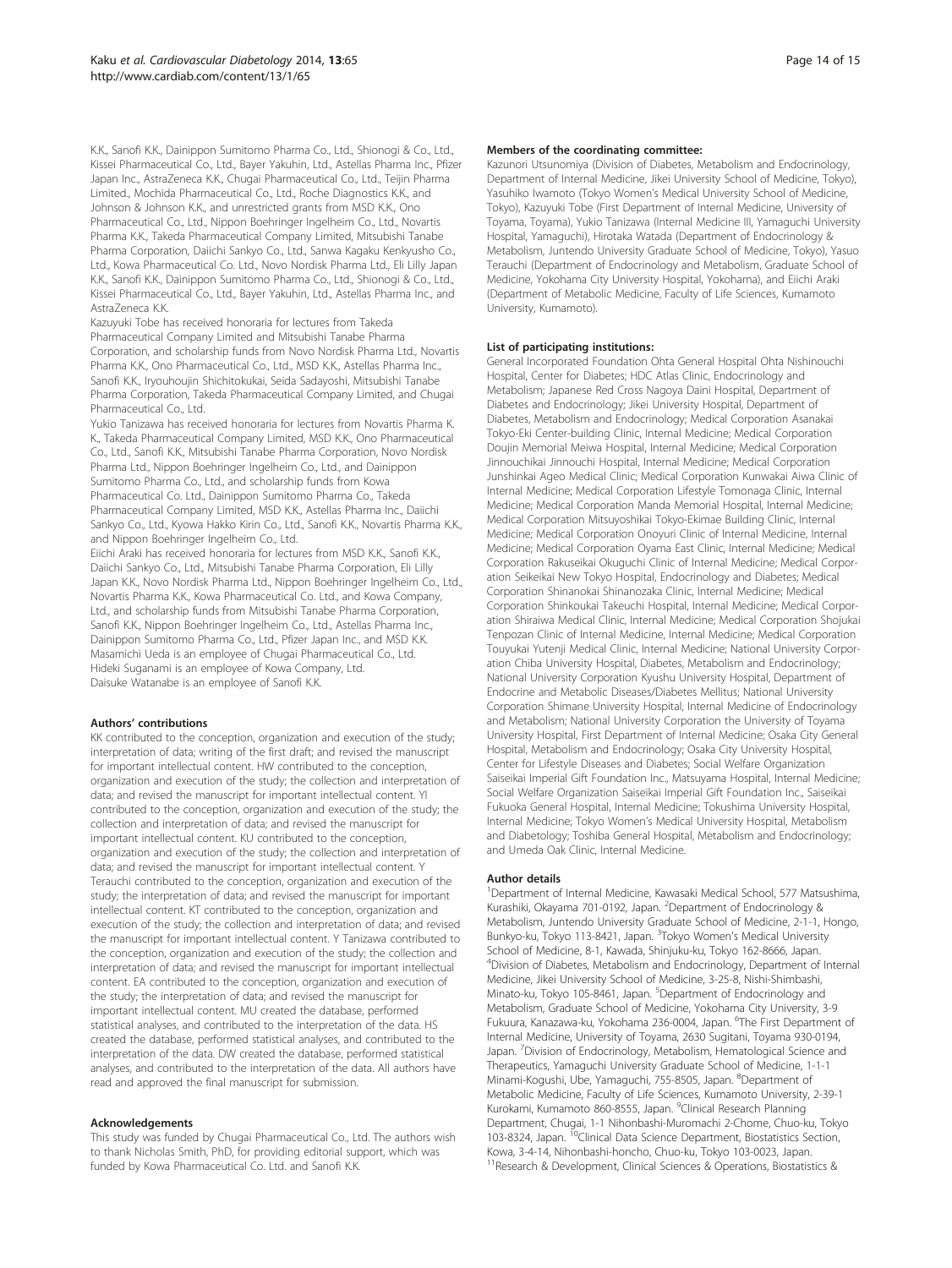K.K., Sanofi K.K., Dainippon Sumitomo Pharma Co., Ltd., Shionogi & Co., Ltd., Kissei Pharmaceutical Co., Ltd., Bayer Yakuhin, Ltd., Astellas Pharma Inc., Pfizer Japan Inc., AstraZeneca K.K., Chugai Pharmaceutical Co., Ltd., Teijin Pharma Limited., Mochida Pharmaceutical Co., Ltd., Roche Diagnostics K.K., and Johnson & Johnson K.K., and unrestricted grants from MSD K.K., Ono Pharmaceutical Co., Ltd., Nippon Boehringer Ingelheim Co., Ltd., Novartis Pharma K.K., Takeda Pharmaceutical Company Limited, Mitsubishi Tanabe Pharma Corporation, Daiichi Sankyo Co., Ltd., Sanwa Kagaku Kenkyusho Co., Ltd., Kowa Pharmaceutical Co. Ltd., Novo Nordisk Pharma Ltd., Eli Lilly Japan K.K., Sanofi K.K., Dainippon Sumitomo Pharma Co., Ltd., Shionogi & Co., Ltd., Kissei Pharmaceutical Co., Ltd., Bayer Yakuhin, Ltd., Astellas Pharma Inc., and AstraZeneca K.K.

Kazuyuki Tobe has received honoraria for lectures from Takeda Pharmaceutical Company Limited and Mitsubishi Tanabe Pharma Corporation, and scholarship funds from Novo Nordisk Pharma Ltd., Novartis Pharma K.K., Ono Pharmaceutical Co., Ltd., MSD K.K., Astellas Pharma Inc., Sanofi K.K., Iryouhoujin Shichitokukai, Seida Sadayoshi, Mitsubishi Tanabe Pharma Corporation, Takeda Pharmaceutical Company Limited, and Chugai Pharmaceutical Co., Ltd.

Yukio Tanizawa has received honoraria for lectures from Novartis Pharma K. K., Takeda Pharmaceutical Company Limited, MSD K.K., Ono Pharmaceutical Co., Ltd., Sanofi K.K., Mitsubishi Tanabe Pharma Corporation, Novo Nordisk Pharma Ltd., Nippon Boehringer Ingelheim Co., Ltd., and Dainippon Sumitomo Pharma Co., Ltd., and scholarship funds from Kowa Pharmaceutical Co. Ltd., Dainippon Sumitomo Pharma Co., Takeda Pharmaceutical Company Limited, MSD K.K., Astellas Pharma Inc., Daiichi Sankyo Co., Ltd., Kyowa Hakko Kirin Co., Ltd., Sanofi K.K., Novartis Pharma K.K., and Nippon Boehringer Ingelheim Co., Ltd.

Eiichi Araki has received honoraria for lectures from MSD K.K., Sanofi K.K., Daiichi Sankyo Co., Ltd., Mitsubishi Tanabe Pharma Corporation, Eli Lilly Japan K.K., Novo Nordisk Pharma Ltd., Nippon Boehringer Ingelheim Co., Ltd., Novartis Pharma K.K., Kowa Pharmaceutical Co. Ltd. and Kowa Company, Ltd., and scholarship funds from Mitsubishi Tanabe Pharma Corporation, Sanofi K.K., Nippon Boehringer Ingelheim Co., Ltd., Astellas Pharma Inc., Dainippon Sumitomo Pharma Co., Ltd., Pfizer Japan Inc., and MSD K.K.

Masamichi Ueda is an employee of Chugai Pharmaceutical Co., Ltd.

Hideki Suganami is an employee of Kowa Company, Ltd.

Daisuke Watanabe is an employee of Sanofi K.K.

#### Authors' contributions

KK contributed to the conception, organization and execution of the study; interpretation of data; writing of the first draft; and revised the manuscript for important intellectual content. HW contributed to the conception, organization and execution of the study; the collection and interpretation of data; and revised the manuscript for important intellectual content. YI contributed to the conception, organization and execution of the study; the collection and interpretation of data; and revised the manuscript for important intellectual content. KU contributed to the conception, organization and execution of the study; the collection and interpretation of data; and revised the manuscript for important intellectual content. Y Terauchi contributed to the conception, organization and execution of the study; the interpretation of data; and revised the manuscript for important intellectual content. KT contributed to the conception, organization and execution of the study; the collection and interpretation of data; and revised the manuscript for important intellectual content. Y Tanizawa contributed to the conception, organization and execution of the study; the collection and interpretation of data; and revised the manuscript for important intellectual content. EA contributed to the conception, organization and execution of the study; the interpretation of data; and revised the manuscript for important intellectual content. MU created the database, performed statistical analyses, and contributed to the interpretation of the data. HS created the database, performed statistical analyses, and contributed to the interpretation of the data. DW created the database, performed statistical analyses, and contributed to the interpretation of the data. All authors have read and approved the final manuscript for submission.

#### Acknowledgements

This study was funded by Chugai Pharmaceutical Co., Ltd. The authors wish to thank Nicholas Smith, PhD, for providing editorial support, which was funded by Kowa Pharmaceutical Co. Ltd. and Sanofi K.K.

#### Members of the coordinating committee:

Kazunori Utsunomiya (Division of Diabetes, Metabolism and Endocrinology, Department of Internal Medicine, Jikei University School of Medicine, Tokyo), Yasuhiko Iwamoto (Tokyo Women's Medical University School of Medicine, Tokyo), Kazuyuki Tobe (First Department of Internal Medicine, University of Toyama, Toyama), Yukio Tanizawa (Internal Medicine III, Yamaguchi University Hospital, Yamaguchi), Hirotaka Watada (Department of Endocrinology & Metabolism, Juntendo University Graduate School of Medicine, Tokyo), Yasuo Terauchi (Department of Endocrinology and Metabolism, Graduate School of Medicine, Yokohama City University Hospital, Yokohama), and Eiichi Araki (Department of Metabolic Medicine, Faculty of Life Sciences, Kumamoto University, Kumamoto).

#### List of participating institutions:

General Incorporated Foundation Ohta General Hospital Ohta Nishinouchi Hospital, Center for Diabetes; HDC Atlas Clinic, Endocrinology and Metabolism; Japanese Red Cross Nagoya Daini Hospital, Department of Diabetes and Endocrinology; Jikei University Hospital, Department of Diabetes, Metabolism and Endocrinology; Medical Corporation Asanakai Tokyo-Eki Center-building Clinic, Internal Medicine; Medical Corporation Doujin Memorial Meiwa Hospital, Internal Medicine; Medical Corporation Jinnouchikai Jinnouchi Hospital, Internal Medicine; Medical Corporation Junshinkai Ageo Medical Clinic; Medical Corporation Kunwakai Aiwa Clinic of Internal Medicine; Medical Corporation Lifestyle Tomonaga Clinic, Internal Medicine; Medical Corporation Manda Memorial Hospital, Internal Medicine; Medical Corporation Mitsuyoshikai Tokyo-Ekimae Building Clinic, Internal Medicine; Medical Corporation Onoyuri Clinic of Internal Medicine, Internal Medicine; Medical Corporation Oyama East Clinic, Internal Medicine; Medical Corporation Rakuseikai Okuguchi Clinic of Internal Medicine; Medical Corporation Seikeikai New Tokyo Hospital, Endocrinology and Diabetes; Medical Corporation Shinanokai Shinanozaka Clinic, Internal Medicine; Medical Corporation Shinkoukai Takeuchi Hospital, Internal Medicine; Medical Corporation Shiraiwa Medical Clinic, Internal Medicine; Medical Corporation Shojukai Tenpozan Clinic of Internal Medicine, Internal Medicine; Medical Corporation Touyukai Yutenji Medical Clinic, Internal Medicine; National University Corporation Chiba University Hospital, Diabetes, Metabolism and Endocrinology; National University Corporation Kyushu University Hospital, Department of Endocrine and Metabolic Diseases/Diabetes Mellitus; National University Corporation Shimane University Hospital, Internal Medicine of Endocrinology and Metabolism; National University Corporation the University of Toyama University Hospital, First Department of Internal Medicine; Osaka City General Hospital, Metabolism and Endocrinology; Osaka City University Hospital, Center for Lifestyle Diseases and Diabetes; Social Welfare Organization Saiseikai Imperial Gift Foundation Inc., Matsuyama Hospital, Internal Medicine; Social Welfare Organization Saiseikai Imperial Gift Foundation Inc., Saiseikai Fukuoka General Hospital, Internal Medicine; Tokushima University Hospital, Internal Medicine; Tokyo Women's Medical University Hospital, Metabolism and Diabetology; Toshiba General Hospital, Metabolism and Endocrinology; and Umeda Oak Clinic, Internal Medicine.

#### Author details

[1]Department of Internal Medicine, Kawasaki Medical School, 577 Matsushima, Kurashiki, Okayama 701-0192, Japan. [2]Department of Endocrinology & Metabolism, Juntendo University Graduate School of Medicine, 2-1-1, Hongo, Bunkyo-ku, Tokyo 113-8421, Japan. [3]Tokyo Women's Medical University School of Medicine, 8-1, Kawada, Shinjuku-ku, Tokyo 162-8666, Japan. [4]Division of Diabetes, Metabolism and Endocrinology, Department of Internal Medicine, Jikei University School of Medicine, 3-25-8, Nishi-Shimbashi, Minato-ku, Tokyo 105-8461, Japan. [5]Department of Endocrinology and Metabolism, Graduate School of Medicine, Yokohama City University, 3-9 Fukuura, Kanazawa-ku, Yokohama 236-0004, Japan. [6]The First Department of Internal Medicine, University of Toyama, 2630 Sugitani, Toyama 930-0194, Japan. [7]Division of Endocrinology, Metabolism, Hematological Science and Therapeutics, Yamaguchi University Graduate School of Medicine, 1-1-1 Minami-Kogushi, Ube, Yamaguchi, 755-8505, Japan. [8]Department of Metabolic Medicine, Faculty of Life Sciences, Kumamoto University, 2-39-1 Kurokami, Kumamoto 860-8555, Japan. [9]Clinical Research Planning Department, Chugai, 1-1 Nihonbashi-Muromachi 2-Chome, Chuo-ku, Tokyo 103-8324, Japan. [10]Clinical Data Science Department, Biostatistics Section, Kowa, 3-4-14, Nihonbashi-honcho, Chuo-ku, Tokyo 103-0023, Japan. [11]Research & Development, Clinical Sciences & Operations, Biostatistics &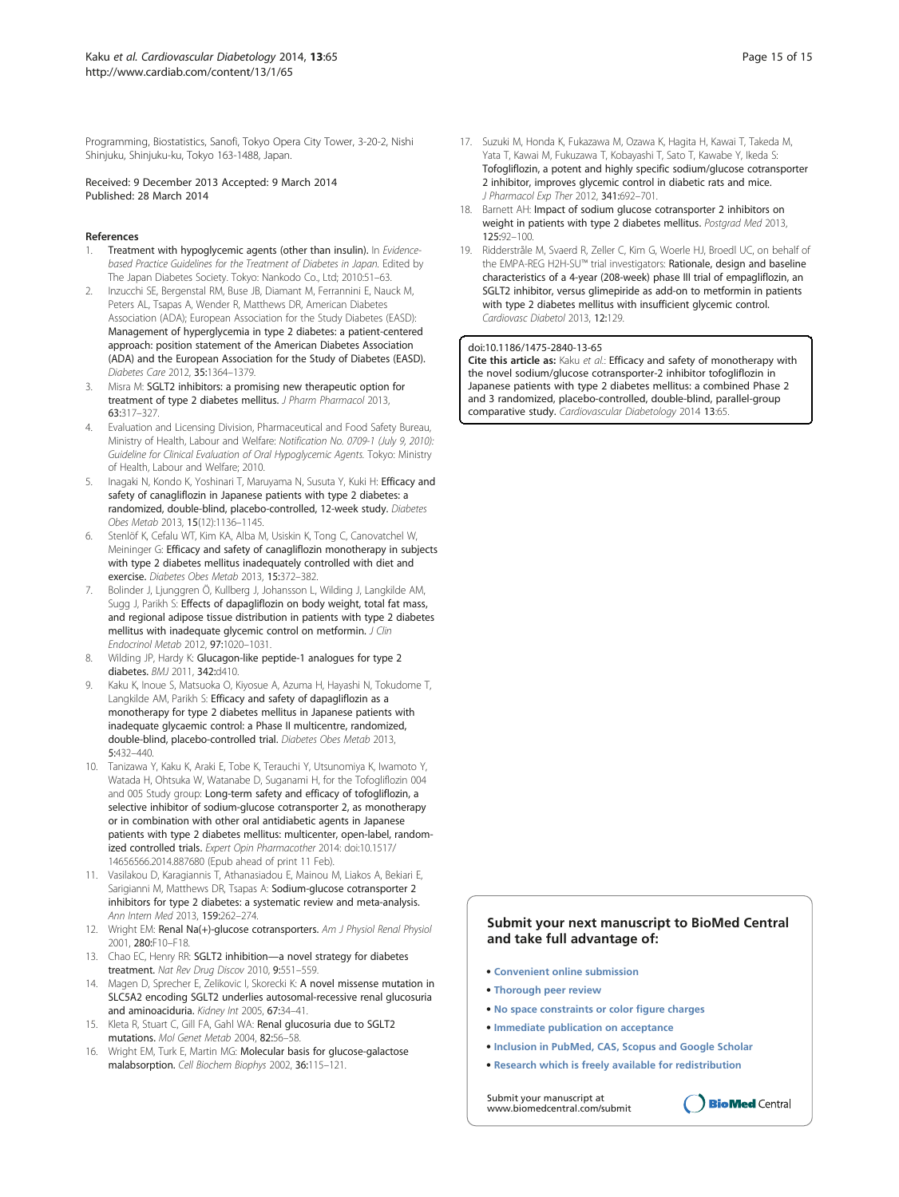Programming, Biostatistics, Sanofi, Tokyo Opera City Tower, 3-20-2, Nishi Shinjuku, Shinjuku-ku, Tokyo 163-1488, Japan.

Received: 9 December 2013 Accepted: 9 March 2014
Published: 28 March 2014

## References

1. Treatment with hypoglycemic agents (other than insulin). In *Evidence-based Practice Guidelines for the Treatment of Diabetes in Japan*. Edited by The Japan Diabetes Society. Tokyo: Nankodo Co., Ltd; 2010:51–63.
2. Inzucchi SE, Bergenstal RM, Buse JB, Diamant M, Ferrannini E, Nauck M, Peters AL, Tsapas A, Wender R, Matthews DR, American Diabetes Association (ADA); European Association for the Study Diabetes (EASD): Management of hyperglycemia in type 2 diabetes: a patient-centered approach: position statement of the American Diabetes Association (ADA) and the European Association for the Study of Diabetes (EASD). *Diabetes Care* 2012, **35:**1364–1379.
3. Misra M: SGLT2 inhibitors: a promising new therapeutic option for treatment of type 2 diabetes mellitus. *J Pharm Pharmacol* 2013, **63:**317–327.
4. Evaluation and Licensing Division, Pharmaceutical and Food Safety Bureau, Ministry of Health, Labour and Welfare: *Notification No. 0709-1 (July 9, 2010): Guideline for Clinical Evaluation of Oral Hypoglycemic Agents.* Tokyo: Ministry of Health, Labour and Welfare; 2010.
5. Inagaki N, Kondo K, Yoshinari T, Maruyama N, Susuta Y, Kuki H: Efficacy and safety of canagliflozin in Japanese patients with type 2 diabetes: a randomized, double-blind, placebo-controlled, 12-week study. *Diabetes Obes Metab* 2013, **15**(12):1136–1145.
6. Stenlöf K, Cefalu WT, Kim KA, Alba M, Usiskin K, Tong C, Canovatchel W, Meininger G: Efficacy and safety of canagliflozin monotherapy in subjects with type 2 diabetes mellitus inadequately controlled with diet and exercise. *Diabetes Obes Metab* 2013, **15:**372–382.
7. Bolinder J, Ljunggren Ö, Kullberg J, Johansson L, Wilding J, Langkilde AM, Sugg J, Parikh S: Effects of dapagliflozin on body weight, total fat mass, and regional adipose tissue distribution in patients with type 2 diabetes mellitus with inadequate glycemic control on metformin. *J Clin Endocrinol Metab* 2012, **97:**1020–1031.
8. Wilding JP, Hardy K: Glucagon-like peptide-1 analogues for type 2 diabetes. *BMJ* 2011, **342:**d410.
9. Kaku K, Inoue S, Matsuoka O, Kiyosue A, Azuma H, Hayashi N, Tokudome T, Langkilde AM, Parikh S: Efficacy and safety of dapagliflozin as a monotherapy for type 2 diabetes mellitus in Japanese patients with inadequate glycaemic control: a Phase II multicentre, randomized, double-blind, placebo-controlled trial. *Diabetes Obes Metab* 2013, **5:**432–440.
10. Tanizawa Y, Kaku K, Araki E, Tobe K, Terauchi Y, Utsunomiya K, Iwamoto Y, Watada H, Ohtsuka W, Watanabe D, Suganami H, for the Tofogliflozin 004 and 005 Study group: Long-term safety and efficacy of tofogliflozin, a selective inhibitor of sodium-glucose cotransporter 2, as monotherapy or in combination with other oral antidiabetic agents in Japanese patients with type 2 diabetes mellitus: multicenter, open-label, randomized controlled trials. *Expert Opin Pharmacother* 2014: doi:10.1517/14656566.2014.887680 (Epub ahead of print 11 Feb).
11. Vasilakou D, Karagiannis T, Athanasiadou E, Mainou M, Liakos A, Bekiari E, Sarigianni M, Matthews DR, Tsapas A: Sodium-glucose cotransporter 2 inhibitors for type 2 diabetes: a systematic review and meta-analysis. *Ann Intern Med* 2013, **159:**262–274.
12. Wright EM: Renal Na(+)-glucose cotransporters. *Am J Physiol Renal Physiol* 2001, **280:**F10–F18.
13. Chao EC, Henry RR: SGLT2 inhibition—a novel strategy for diabetes treatment. *Nat Rev Drug Discov* 2010, **9:**551–559.
14. Magen D, Sprecher E, Zelikovic I, Skorecki K: A novel missense mutation in SLC5A2 encoding SGLT2 underlies autosomal-recessive renal glucosuria and aminoaciduria. *Kidney Int* 2005, **67:**34–41.
15. Kleta R, Stuart C, Gill FA, Gahl WA: Renal glucosuria due to SGLT2 mutations. *Mol Genet Metab* 2004, **82:**56–58.
16. Wright EM, Turk E, Martin MG: Molecular basis for glucose-galactose malabsorption. *Cell Biochem Biophys* 2002, **36:**115–121.
17. Suzuki M, Honda K, Fukazawa M, Ozawa K, Hagita H, Kawai T, Takeda M, Yata T, Kawai M, Fukazawa T, Kobayashi T, Sato T, Kawabe Y, Ikeda S: Tofogliflozin, a potent and highly specific sodium/glucose cotransporter 2 inhibitor, improves glycemic control in diabetic rats and mice. *J Pharmacol Exp Ther* 2012, **341:**692–701.
18. Barnett AH: Impact of sodium glucose cotransporter 2 inhibitors on weight in patients with type 2 diabetes mellitus. *Postgrad Med* 2013, **125:**92–100.
19. Ridderstråle M, Svaerd R, Zeller C, Kim G, Woerle HJ, Broedl UC, on behalf of the EMPA-REG H2H-SU™ trial investigators: Rationale, design and baseline characteristics of a 4-year (208-week) phase III trial of empagliflozin, an SGLT2 inhibitor, versus glimepiride as add-on to metformin in patients with type 2 diabetes mellitus with insufficient glycemic control. *Cardiovasc Diabetol* 2013, **12:**129.

doi:10.1186/1475-2840-13-65
**Cite this article as:** Kaku *et al.*: Efficacy and safety of monotherapy with the novel sodium/glucose cotransporter-2 inhibitor tofogliflozin in Japanese patients with type 2 diabetes mellitus: a combined Phase 2 and 3 randomized, placebo-controlled, double-blind, parallel-group comparative study. *Cardiovascular Diabetology* 2014 **13**:65.

**Submit your next manuscript to BioMed Central and take full advantage of:**

- **Convenient online submission**
- **Thorough peer review**
- **No space constraints or color figure charges**
- **Immediate publication on acceptance**
- **Inclusion in PubMed, CAS, Scopus and Google Scholar**
- **Research which is freely available for redistribution**

Submit your manuscript at
www.biomedcentral.com/submit

BioMed Central